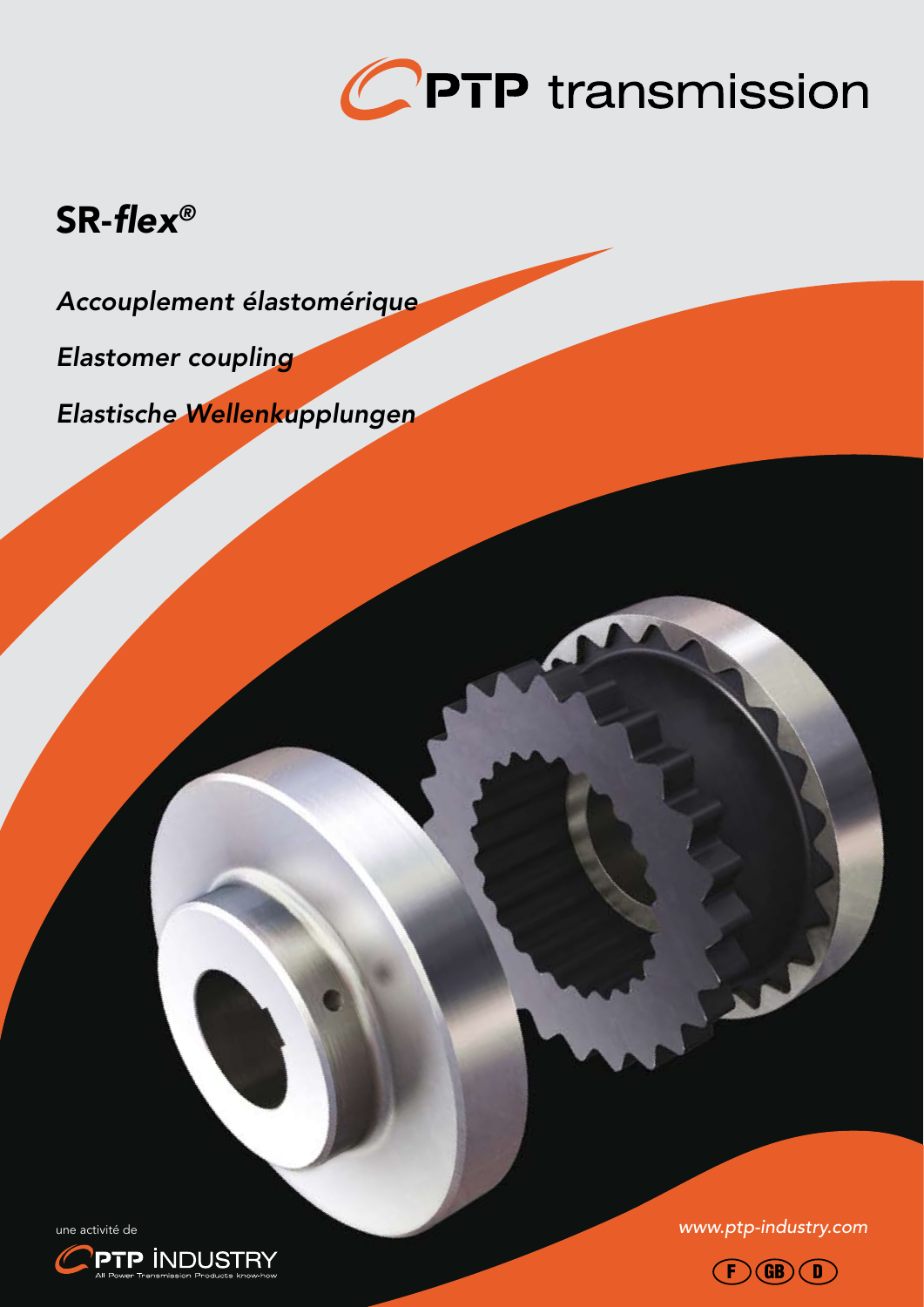# PTP transmission

## SR-*flex*®

*Accouplement élastomérique*

*Elastomer coupling*

*Elastische Wellenkupplungen*

une activité de

PTP INDUSTRY
All Power Transmission Products know-how

*www.ptp-industry.com*

F GB D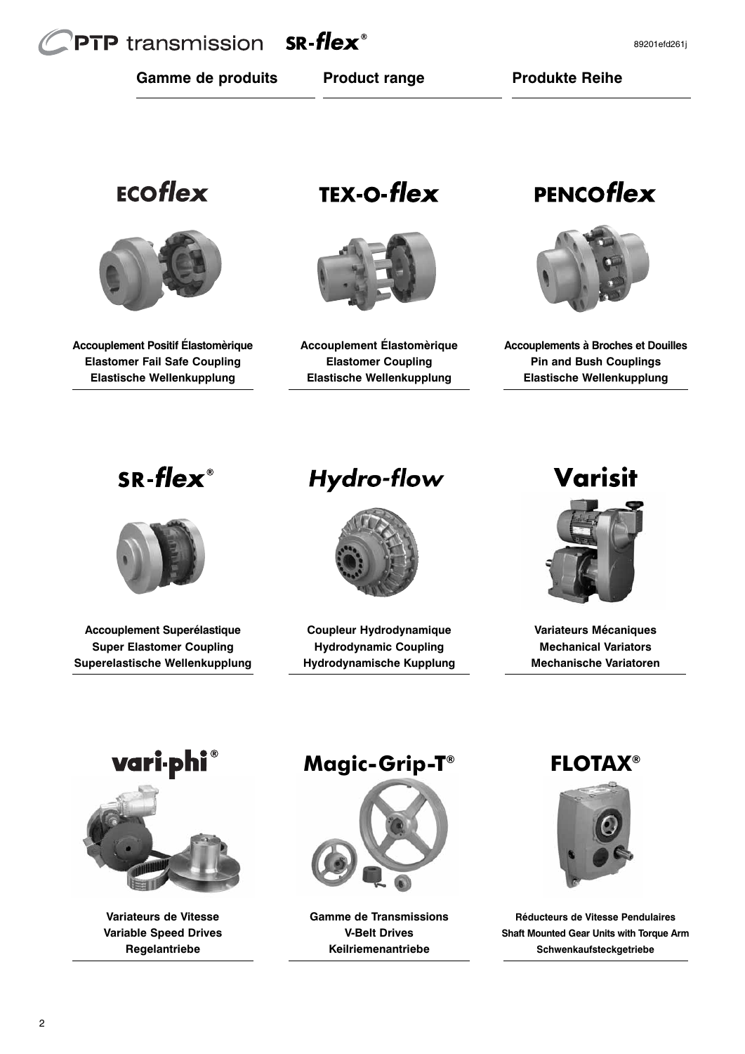**Gamme de produits** | **Product range** | **Produkte Reihe**

## ECOflex

**Accouplement Positif Élastomèrique**
**Elastomer Fail Safe Coupling**
**Elastische Wellenkupplung**

## TEX-O-flex

**Accouplement Élastomèrique**
**Elastomer Coupling**
**Elastische Wellenkupplung**

## PENCOflex

**Accouplements à Broches et Douilles**
**Pin and Bush Couplings**
**Elastische Wellenkupplung**

## SR-flex®

**Accouplement Superélastique**
**Super Elastomer Coupling**
**Superelastische Wellenkupplung**

## Hydro-flow

**Coupleur Hydrodynamique**
**Hydrodynamic Coupling**
**Hydrodynamische Kupplung**

## Varisit

**Variateurs Mécaniques**
**Mechanical Variators**
**Mechanische Variatoren**

## vari-phi®

**Variateurs de Vitesse**
**Variable Speed Drives**
**Regelantriebe**

## Magic-Grip-T®

**Gamme de Transmissions**
**V-Belt Drives**
**Keilriemenantriebe**

## FLOTAX®

**Réducteurs de Vitesse Pendulaires**
**Shaft Mounted Gear Units with Torque Arm**
**Schwenkaufsteckgetriebe**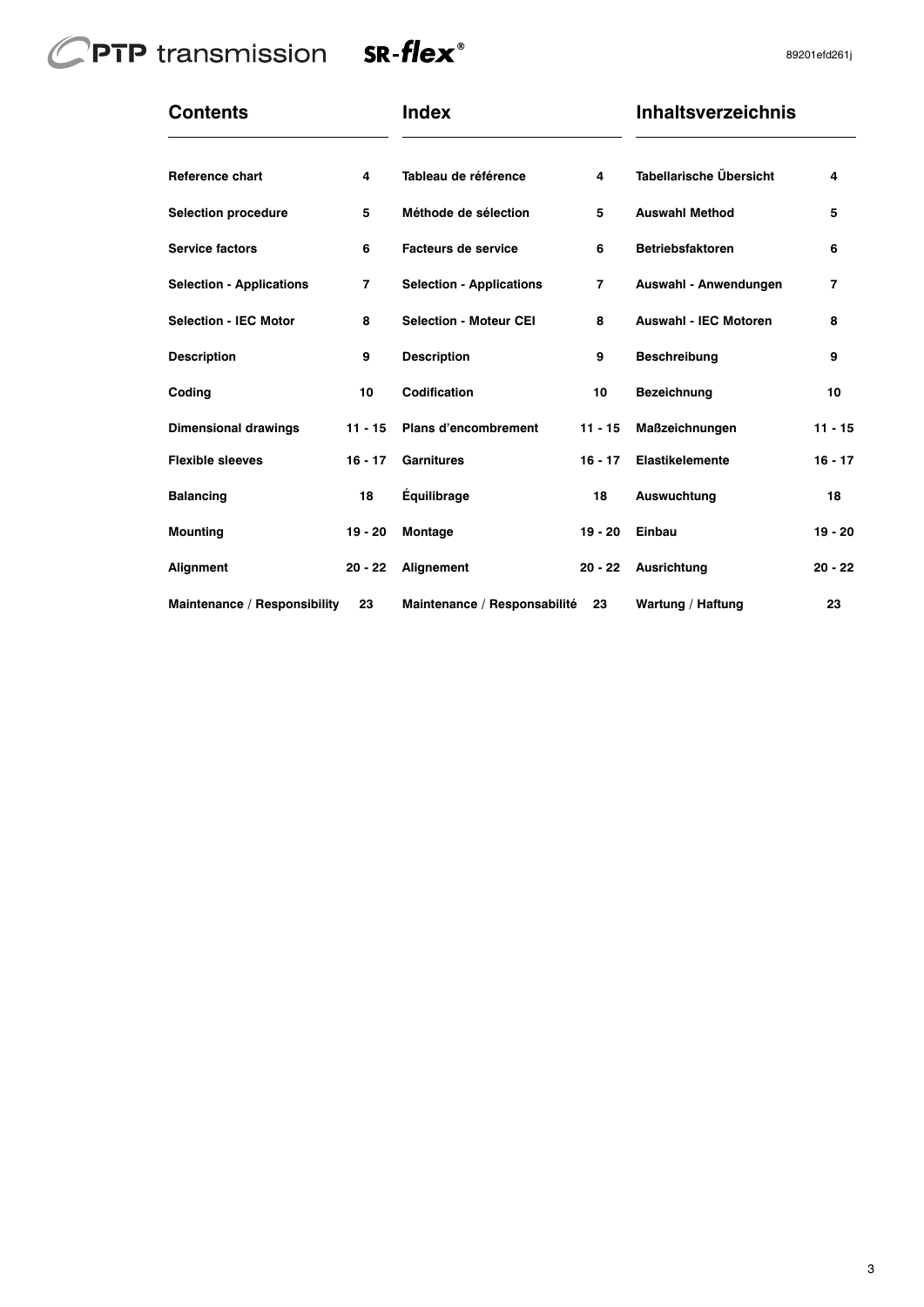| Contents | | Index | | Inhaltsverzeichnis | |
|---|---|---|---|---|---|
| **Reference chart** | **4** | **Tableau de référence** | **4** | **Tabellarische Übersicht** | **4** |
| **Selection procedure** | **5** | **Méthode de sélection** | **5** | **Auswahl Method** | **5** |
| **Service factors** | **6** | **Facteurs de service** | **6** | **Betriebsfaktoren** | **6** |
| **Selection - Applications** | **7** | **Selection - Applications** | **7** | **Auswahl - Anwendungen** | **7** |
| **Selection - IEC Motor** | **8** | **Selection - Moteur CEI** | **8** | **Auswahl - IEC Motoren** | **8** |
| **Description** | **9** | **Description** | **9** | **Beschreibung** | **9** |
| **Coding** | **10** | **Codification** | **10** | **Bezeichnung** | **10** |
| **Dimensional drawings** | **11 - 15** | **Plans d'encombrement** | **11 - 15** | **Maßzeichnungen** | **11 - 15** |
| **Flexible sleeves** | **16 - 17** | **Garnitures** | **16 - 17** | **Elastikelemente** | **16 - 17** |
| **Balancing** | **18** | **Équilibrage** | **18** | **Auswuchtung** | **18** |
| **Mounting** | **19 - 20** | **Montage** | **19 - 20** | **Einbau** | **19 - 20** |
| **Alignment** | **20 - 22** | **Alignement** | **20 - 22** | **Ausrichtung** | **20 - 22** |
| **Maintenance / Responsibility** | **23** | **Maintenance / Responsabilité** | **23** | **Wartung / Haftung** | **23** |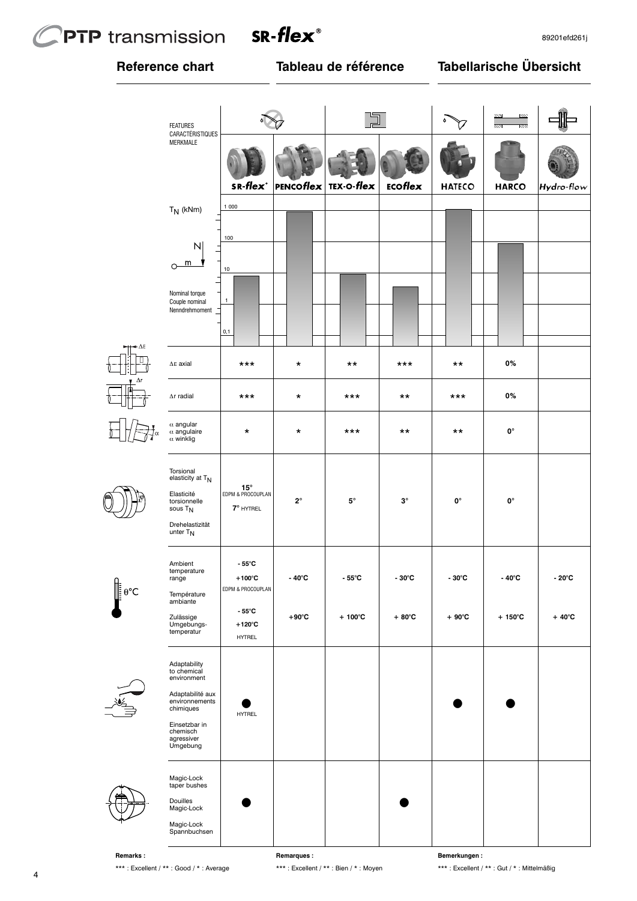# Reference chart

# Tableau de référence

# Tabellarische Übersicht

| FEATURES / CARACTÉRISTIQUES / MERKMALE | SR-flex® | PENCOflex | TEX-O-flex | ECOflex | HATECO | HARCO | Hydro-flow |
|---|---|---|---|---|---|---|---|
| $T_N$ (kNm) – Nominal torque / Couple nominal / Nenndrehmoment (scale: 0,1 – 1 – 10 – 100 – 1 000) | | | | | | | |
| ΔE axial | *** | * | ** | *** | ** | 0% | |
| Δr radial | *** | * | *** | ** | *** | 0% | |
| α angular / α angulaire / α winklig | * | * | *** | ** | ** | 0° | |
| Torsional elasticity at $T_N$ / Elasticité torsionnelle sous $T_N$ / Drehelastizität unter $T_N$ | 15° EDPM & PROCOUPLAN<br>7° HYTREL | 2° | 5° | 3° | 0° | 0° | |
| Ambient temperature range / Température ambiante / Zulässige Umgebungs-temperatur | - 55°C +100°C EDPM & PROCOUPLAN<br>- 55°C +120°C HYTREL | - 40°C +90°C | - 55°C + 100°C | - 30°C + 80°C | - 30°C + 90°C | - 40°C + 150°C | - 20°C + 40°C |
| Adaptability to chemical environment / Adaptabilité aux environnements chimiques / Einsetzbar in chemisch agressiver Umgebung | ● HYTREL | | | | ● | ● | |
| Magic-Lock taper bushes / Douilles Magic-Lock / Magic-Lock Spannbuchsen | ● | | | ● | | | |

**Remarks :**

*** : Excellent / ** : Good / * : Average

**Remarques :**

*** : Excellent / ** : Bien / * : Moyen

**Bemerkungen :**

*** : Excellent / ** : Gut / * : Mittelmäßig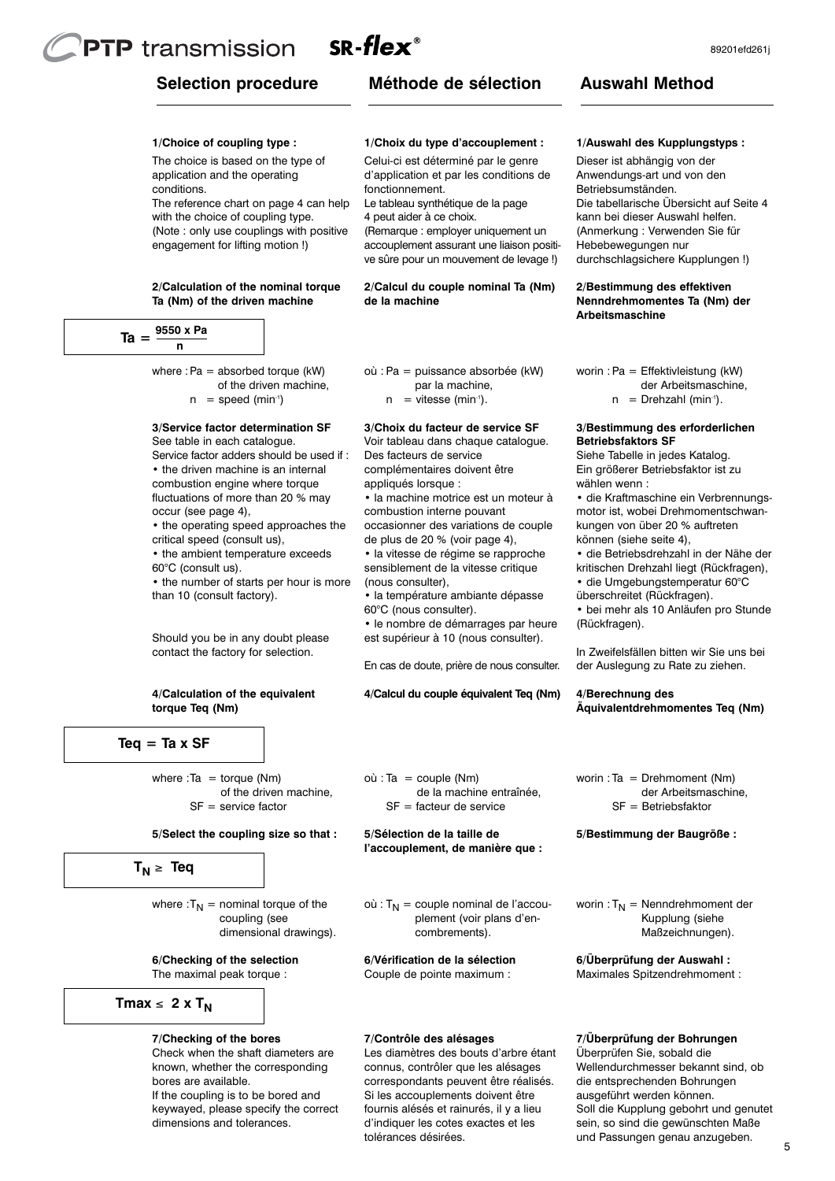## Selection procedure

**1/Choice of coupling type :**

The choice is based on the type of application and the operating conditions.
The reference chart on page 4 can help with the choice of coupling type.
(Note : only use couplings with positive engagement for lifting motion !)

**2/Calculation of the nominal torque Ta (Nm) of the driven machine**

$$Ta = \frac{9550 \times Pa}{n}$$

where : Pa = absorbed torque (kW) of the driven machine,
n = speed ($min^{-1}$)

**3/Service factor determination SF**

See table in each catalogue.
Service factor adders should be used if :

- the driven machine is an internal combustion engine where torque fluctuations of more than 20 % may occur (see page 4),
- the operating speed approaches the critical speed (consult us),
- the ambient temperature exceeds 60°C (consult us).
- the number of starts per hour is more than 10 (consult factory).

Should you be in any doubt please contact the factory for selection.

**4/Calculation of the equivalent torque Teq (Nm)**

$$Teq = Ta \times SF$$

where : Ta = torque (Nm) of the driven machine,
SF = service factor

**5/Select the coupling size so that :**

$$T_N \geq Teq$$

where : $T_N$ = nominal torque of the coupling (see dimensional drawings).

**6/Checking of the selection**

The maximal peak torque :

$$Tmax \leq 2 \times T_N$$

**7/Checking of the bores**

Check when the shaft diameters are known, whether the corresponding bores are available.
If the coupling is to be bored and keywayed, please specify the correct dimensions and tolerances.

## Méthode de sélection

**1/Choix du type d'accouplement :**

Celui-ci est déterminé par le genre d'application et par les conditions de fonctionnement.
Le tableau synthétique de la page 4 peut aider à ce choix.
(Remarque : employer uniquement un accouplement assurant une liaison positive sûre pour un mouvement de levage !)

**2/Calcul du couple nominal Ta (Nm) de la machine**

où : Pa = puissance absorbée (kW) par la machine,
n = vitesse ($min^{-1}$).

**3/Choix du facteur de service SF**

Voir tableau dans chaque catalogue.
Des facteurs de service complémentaires doivent être appliqués lorsque :

- la machine motrice est un moteur à combustion interne pouvant occasionner des variations de couple de plus de 20 % (voir page 4),
- la vitesse de régime se rapproche sensiblement de la vitesse critique (nous consulter),
- la température ambiante dépasse 60°C (nous consulter).
- le nombre de démarrages par heure est supérieur à 10 (nous consulter).

En cas de doute, prière de nous consulter.

**4/Calcul du couple équivalent Teq (Nm)**

où : Ta = couple (Nm) de la machine entraînée,
SF = facteur de service

**5/Sélection de la taille de l'accouplement, de manière que :**

où : $T_N$ = couple nominal de l'accouplement (voir plans d'encombrements).

**6/Vérification de la sélection**

Couple de pointe maximum :

**7/Contrôle des alésages**

Les diamètres des bouts d'arbre étant connus, contrôler que les alésages correspondants peuvent être réalisés.
Si les accouplements doivent être fournis alésés et rainurés, il y a lieu d'indiquer les cotes exactes et les tolérances désirées.

## Auswahl Method

**1/Auswahl des Kupplungstyps :**

Dieser ist abhängig von der Anwendungs-art und von den Betriebsumständen.
Die tabellarische Übersicht auf Seite 4 kann bei dieser Auswahl helfen.
(Anmerkung : Verwenden Sie für Hebebewegungen nur durchschlagsichere Kupplungen !)

**2/Bestimmung des effektiven Nenndrehmomentes Ta (Nm) der Arbeitsmaschine**

worin : Pa = Effektivleistung (kW) der Arbeitsmaschine,
n = Drehzahl ($min^{-1}$).

**3/Bestimmung des erforderlichen Betriebsfaktors SF**

Siehe Tabelle in jedes Katalog.
Ein größerer Betriebsfaktor ist zu wählen wenn :

- die Kraftmaschine ein Verbrennungsmotor ist, wobei Drehmomentschwankungen von über 20 % auftreten können (siehe seite 4),
- die Betriebsdrehzahl in der Nähe der kritischen Drehzahl liegt (Rückfragen),
- die Umgebungstemperatur 60°C überschreitet (Rückfragen).
- bei mehr als 10 Anläufen pro Stunde (Rückfragen).

In Zweifelsfällen bitten wir Sie uns bei der Auslegung zu Rate zu ziehen.

**4/Berechnung des Äquivalentdrehmomentes Teq (Nm)**

worin : Ta = Drehmoment (Nm) der Arbeitsmaschine,
SF = Betriebsfaktor

**5/Bestimmung der Baugröße :**

worin : $T_N$ = Nenndrehmoment der Kupplung (siehe Maßzeichnungen).

**6/Überprüfung der Auswahl :**

Maximales Spitzendrehmoment :

**7/Überprüfung der Bohrungen**

Überprüfen Sie, sobald die Wellendurchmesser bekannt sind, ob die entsprechenden Bohrungen ausgeführt werden können.
Soll die Kupplung gebohrt und genutet sein, so sind die gewünschten Maße und Passungen genau anzugeben.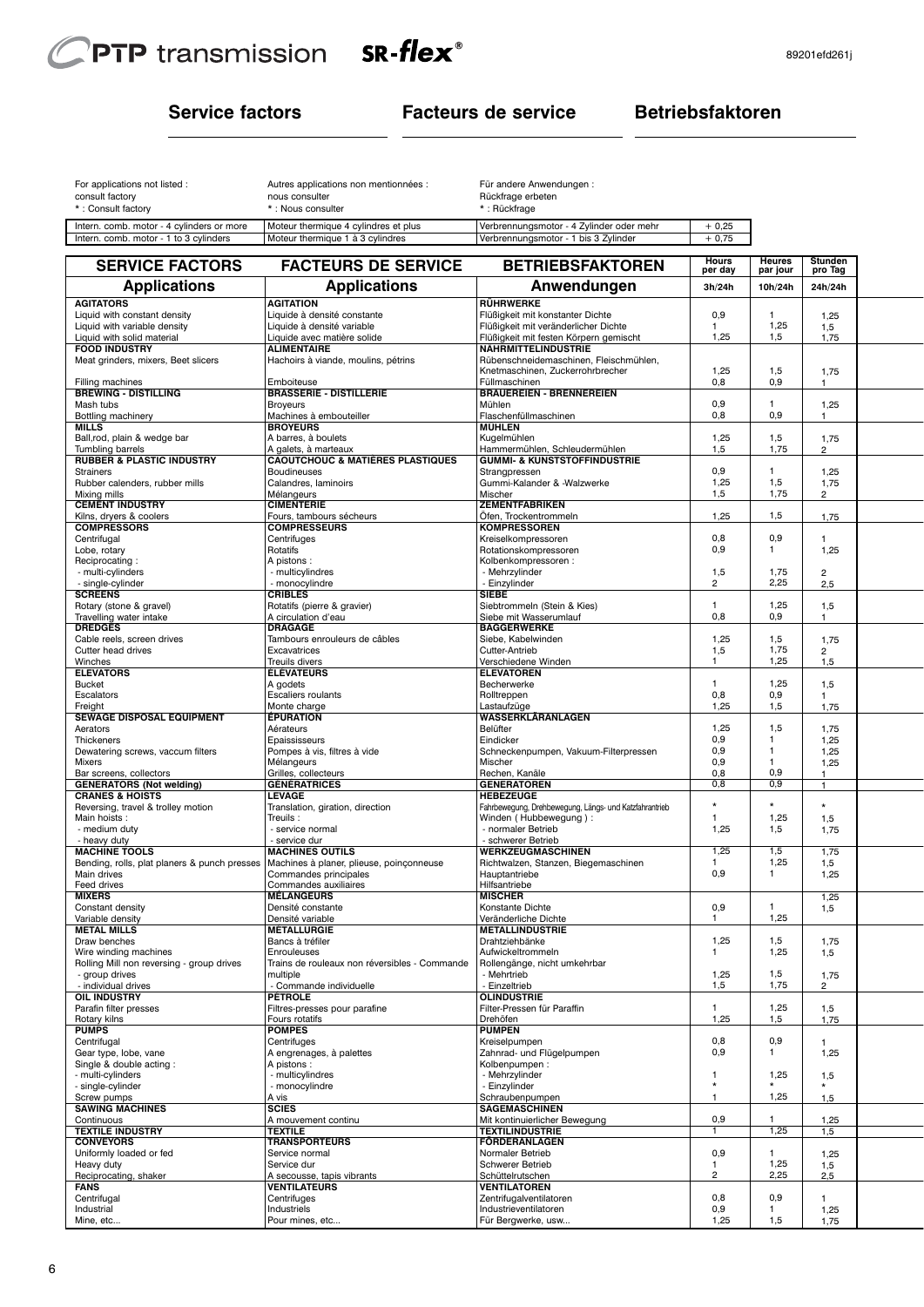## Service factors

## Facteurs de service

## Betriebsfaktoren

| | | | |
|---|---|---|---|
| For applications not listed : consult factory | Autres applications non mentionnées : nous consulter | Für andere Anwendungen : Rückfrage erbeten | |
| * : Consult factory | * : Nous consulter | * : Rückfrage | |
| Intern. comb. motor - 4 cylinders or more | Moteur thermique 4 cylindres et plus | Verbrennungsmotor - 4 Zylinder oder mehr | + 0,25 |
| Intern. comb. motor - 1 to 3 cylinders | Moteur thermique 1 à 3 cylindres | Verbrennungsmotor - 1 bis 3 Zylinder | + 0,75 |

| SERVICE FACTORS | FACTEURS DE SERVICE | BETRIEBSFAKTOREN | Hours per day | Heures par jour | Stunden pro Tag |
|---|---|---|---|---|---|
| **Applications** | **Applications** | **Anwendungen** | **3h/24h** | **10h/24h** | **24h/24h** |
| **AGITATORS** | **AGITATION** | **RÜHRWERKE** | | | |
| Liquid with constant density | Liquide à densité constante | Flüßigkeit mit konstanter Dichte | 0,9 | 1 | 1,25 |
| Liquid with variable density | Liquide à densité variable | Flüßigkeit mit veränderlicher Dichte | 1 | 1,25 | 1,5 |
| Liquid with solid material | Liquide avec matière solide | Flüßigkeit mit festen Körpern gemischt | 1,25 | 1,5 | 1,75 |
| **FOOD INDUSTRY** | **ALIMENTAIRE** | **NAHRMITTELINDUSTRIE** | | | |
| Meat grinders, mixers, Beet slicers | Hachoirs à viande, moulins, pétrins | Rübenschneidemaschinen, Fleischmühlen, Knetmaschinen, Zuckerrohrbrecher | 1,25 | 1,5 | 1,75 |
| Filling machines | Emboiteuse | Füllmaschinen | 0,8 | 0,9 | 1 |
| **BREWING - DISTILLING** | **BRASSERIE - DISTILLERIE** | **BRAUEREIEN - BRENNEREIEN** | | | |
| Mash tubs | Broyeurs | Mühlen | 0,9 | 1 | 1,25 |
| Bottling machinery | Machines à embouteiller | Flaschenfüllmaschinen | 0,8 | 0,9 | 1 |
| **MILLS** | **BROYEURS** | **MÜHLEN** | | | |
| Ball,rod, plain & wedge bar | A barres, à boulets | Kugelmühlen | 1,25 | 1,5 | 1,75 |
| Tumbling barrels | A galets, à marteaux | Hammermühlen, Schleudermühlen | 1,5 | 1,75 | 2 |
| **RUBBER & PLASTIC INDUSTRY** | **CAOUTCHOUC & MATIÈRES PLASTIQUES** | **GUMMI- & KUNSTSTOFFINDUSTRIE** | | | |
| Strainers | Boudineuses | Strangpressen | 0,9 | 1 | 1,25 |
| Rubber calenders, rubber mills | Calandres, laminoirs | Gummi-Kalander & -Walzwerke | 1,25 | 1,5 | 1,75 |
| Mixing mills | Mélangeurs | Mischer | 1,5 | 1,75 | 2 |
| **CEMENT INDUSTRY** | **CIMENTERIE** | **ZEMENTFABRIKEN** | | | |
| Kilns, dryers & coolers | Fours, tambours sécheurs | Öfen, Trockentrommeln | 1,25 | 1,5 | 1,75 |
| **COMPRESSORS** | **COMPRESSEURS** | **KOMPRESSOREN** | | | |
| Centrifugal | Centrifuges | Kreiselkompressoren | 0,8 | 0,9 | 1 |
| Lobe, rotary | Rotatifs | Rotationskompressoren | 0,9 | 1 | 1,25 |
| Reciprocating : | A pistons : | Kolbenkompressoren : | | | |
| - multi-cylinders | - multicylindres | - Mehrzylinder | 1,5 | 1,75 | 2 |
| - single-cylinder | - monocylindre | - Einzylinder | 2 | 2,25 | 2,5 |
| **SCREENS** | **CRIBLES** | **SIEBE** | | | |
| Rotary (stone & gravel) | Rotatifs (pierre & gravier) | Siebtrommeln (Stein & Kies) | 1 | 1,25 | 1,5 |
| Travelling water intake | A circulation d'eau | Siebe mit Wasserumlauf | 0,8 | 0,9 | 1 |
| **DREDGES** | **DRAGAGE** | **BAGGERWERKE** | | | |
| Cable reels, screen drives | Tambours enrouleurs de câbles | Siebe, Kabelwinden | 1,25 | 1,5 | 1,75 |
| Cutter head drives | Excavatrices | Cutter-Antrieb | 1,5 | 1,75 | 2 |
| Winches | Treuils divers | Verschiedene Winden | 1 | 1,25 | 1,5 |
| **ELEVATORS** | **ÉLÉVATEURS** | **ELEVATOREN** | | | |
| Bucket | A godets | Becherwerke | 1 | 1,25 | 1,5 |
| Escalators | Escaliers roulants | Rolltreppen | 0,8 | 0,9 | 1 |
| Freight | Monte charge | Lastaufzüge | 1,25 | 1,5 | 1,75 |
| **SEWAGE DISPOSAL EQUIPMENT** | **ÉPURATION** | **WASSERKLÄRANLAGEN** | | | |
| Aerators | Aérateurs | Belüfter | 1,25 | 1,5 | 1,75 |
| Thickeners | Epaississeurs | Eindicker | 0,9 | 1 | 1,25 |
| Dewatering screws, vaccum filters | Pompes à vis, filtres à vide | Schneckenpumpen, Vakuum-Filterpressen | 0,9 | 1 | 1,25 |
| Mixers | Mélangeurs | Mischer | 0,9 | 1 | 1,25 |
| Bar screens, collectors | Grilles, collecteurs | Rechen, Kanäle | 0,8 | 0,9 | 1 |
| **GENERATORS (Not welding)** | **GÉNÉRATRICES** | **GENERATOREN** | 0,8 | 0,9 | 1 |
| **CRANES & HOISTS** | **LEVAGE** | **HEBEZEUGE** | | | |
| Reversing, travel & trolley motion | Translation, giration, direction | Fahrbewegung, Drehbewegung, Längs- und Katzfahrantrieb | * | * | * |
| Main hoists : | Treuils : | Winden ( Hubbewegung ) : | 1 | 1,25 | 1,5 |
| - medium duty | - service normal | - normaler Betrieb | 1,25 | 1,5 | 1,75 |
| - heavy duty | - service dur | - schwerer Betrieb | | | |
| **MACHINE TOOLS** | **MACHINES OUTILS** | **WERKZEUGMASCHINEN** | 1,25 | 1,5 | 1,75 |
| Bending, rolls, plat planers & punch presses | Machines à planer, plieuse, poinçonneuse | Richtwalzen, Stanzen, Biegemaschinen | 1 | 1,25 | 1,5 |
| Main drives | Commandes principales | Hauptantriebe | 0,9 | 1 | 1,25 |
| Feed drives | Commandes auxiliaires | Hilfsantriebe | | | |
| **MIXERS** | **MÉLANGEURS** | **MISCHER** | | | 1,25 |
| Constant density | Densité constante | Konstante Dichte | 0,9 | 1 | 1,5 |
| Variable density | Densité variable | Veränderliche Dichte | 1 | 1,25 | |
| **METAL MILLS** | **MÉTALLURGIE** | **METALLINDUSTRIE** | | | |
| Draw benches | Bancs à tréfiler | Drahtziehbänke | 1,25 | 1,5 | 1,75 |
| Wire winding machines | Enrouleuses | Aufwickeltrommeln | 1 | 1,25 | 1,5 |
| Rolling Mill non reversing - group drives | Trains de rouleaux non réversibles - Commande | Rollengänge, nicht umkehrbar | | | |
| - group drives | multiple | - Mehrtrieb | 1,25 | 1,5 | 1,75 |
| - individual drives | - Commande individuelle | - Einzeltrieb | 1,5 | 1,75 | 2 |
| **OIL INDUSTRY** | **PÉTROLE** | **ÖLINDUSTRIE** | | | |
| Parafin filter presses | Filtres-presses pour parafine | Filter-Pressen für Paraffin | 1 | 1,25 | 1,5 |
| Rotary kilns | Fours rotatifs | Drehöfen | 1,25 | 1,5 | 1,75 |
| **PUMPS** | **POMPES** | **PUMPEN** | | | |
| Centrifugal | Centrifuges | Kreiselpumpen | 0,8 | 0,9 | 1 |
| Gear type, lobe, vane | A engrenages, à palettes | Zahnrad- und Flügelpumpen | 0,9 | 1 | 1,25 |
| Single & double acting : | A pistons : | Kolbenpumpen : | | | |
| - multi-cylinders | - multicylindres | - Mehrzylinder | 1 | 1,25 | 1,5 |
| - single-cylinder | - monocylindre | - Einzylinder | * | * | * |
| Screw pumps | A vis | Schraubenpumpen | 1 | 1,25 | 1,5 |
| **SAWING MACHINES** | **SCIES** | **SÄGEMASCHINEN** | | | |
| Continuous | A mouvement continu | Mit kontinuierlicher Bewegung | 0,9 | 1 | 1,25 |
| **TEXTILE INDUSTRY** | **TEXTILE** | **TEXTILINDUSTRIE** | 1 | 1,25 | 1,5 |
| **CONVEYORS** | **TRANSPORTEURS** | **FÖRDERANLAGEN** | | | |
| Uniformly loaded or fed | Service normal | Normaler Betrieb | 0,9 | 1 | 1,25 |
| Heavy duty | Service dur | Schwerer Betrieb | 1 | 1,25 | 1,5 |
| Reciprocating, shaker | A secousse, tapis vibrants | Schüttelrutschen | 2 | 2,25 | 2,5 |
| **FANS** | **VENTILATEURS** | **VENTILATOREN** | | | |
| Centrifugal | Centrifuges | Zentrifugalventilatoren | 0,8 | 0,9 | 1 |
| Industrial | Industriels | Industrieventilatoren | 0,9 | 1 | 1,25 |
| Mine, etc... | Pour mines, etc... | Für Bergwerke, usw... | 1,25 | 1,5 | 1,75 |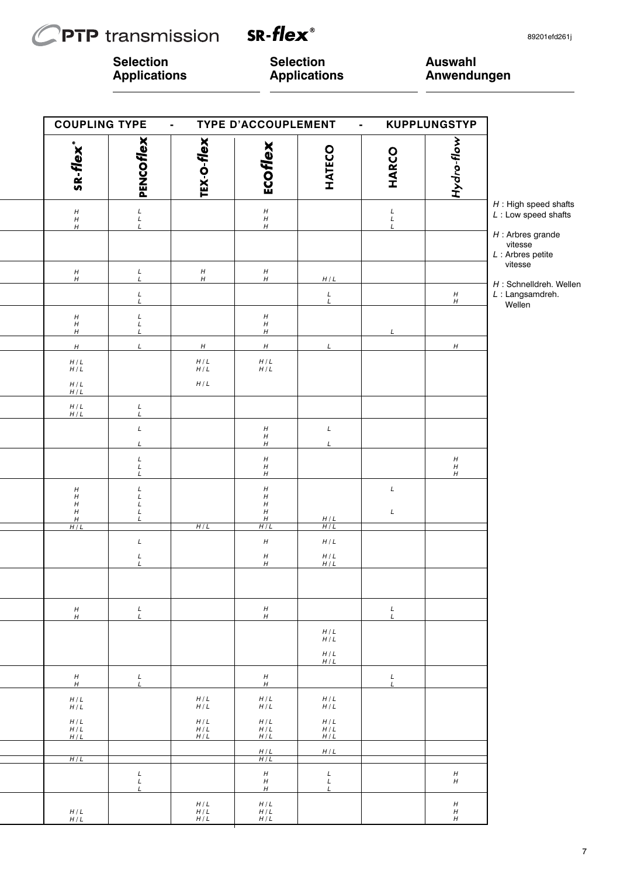## Selection Applications

## Selection Applications

## Auswahl Anwendungen

| SR-flex® | PENCOflex | TEX-O-flex | ECOflex | HATECO | HARCO | Hydro-flow |
|---|---|---|---|---|---|---|
| H<br>H<br>H | L<br>L<br>L | | H<br>H<br>H | | L<br>L<br>L | |
| | | | | | | |
| H<br>H | L<br>L | H<br>H | H<br>H | H / L | | |
| | L<br>L | | | L<br>L | | H<br>H |
| H<br>H<br>H | L<br>L<br>L | | H<br>H<br>H | | L | |
| H | L | H | H | L | | H |
| H / L<br>H / L<br>H / L<br>H / L | | H / L<br>H / L<br>H / L | H / L<br>H / L | | | |
| H / L<br>H / L | L<br>L | | | | | |
| | L<br>L | | H<br>H<br>H | L<br>L | | |
| | L<br>L<br>L | | H<br>H<br>H | | | H<br>H<br>H |
| H<br>H<br>H<br>H<br>H | L<br>L<br>L<br>L<br>L | | H<br>H<br>H<br>H<br>H | H / L | L<br>L | |
| H / L | | H / L | H / L | H / L | | |
| | L<br>L<br>L | | H<br>H<br>H | H / L<br>H / L<br>H / L | | |
| | | | | | | |
| H<br>H | L<br>L | | H<br>H | | L<br>L | |
| | | | | H / L<br>H / L<br>H / L<br>H / L | | |
| H<br>H | L<br>L | | H<br>H | | L<br>L | |
| H / L<br>H / L<br>H / L<br>H / L<br>H / L | | H / L<br>H / L<br>H / L<br>H / L<br>H / L | H / L<br>H / L<br>H / L<br>H / L<br>H / L | H / L<br>H / L<br>H / L<br>H / L<br>H / L | | |
| | | | H / L | H / L | | |
| H / L | | | H / L | | | |
| | L<br>L<br>L | | H<br>H<br>H | L<br>L<br>L | | H<br>H |
| H / L<br>H / L | | H / L<br>H / L<br>H / L | H / L<br>H / L<br>H / L | | | H<br>H<br>H |

*H* : High speed shafts
*L* : Low speed shafts

*H* : Arbres grande vitesse
*L* : Arbres petite vitesse

*H* : Schnelldreh. Wellen
*L* : Langsamdreh. Wellen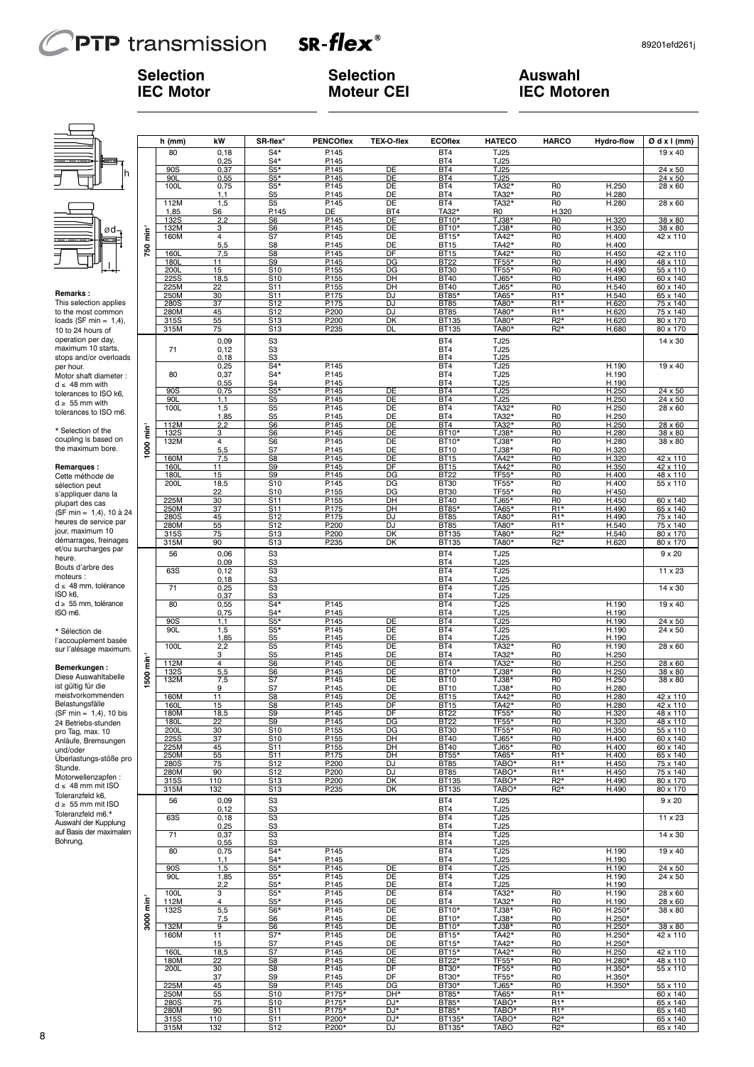# Selection IEC Motor

# Selection Moteur CEI

# Auswahl IEC Motoren

**Remarks :**
This selection applies to the most common loads (SF min ≈ 1,4), 10 to 24 hours of operation per day, maximum 10 starts, stops and/or overloads per hour.
Motor shaft diameter :
d ≤ 48 mm with tolerances to ISO k6,
d ≥ 55 mm with tolerances to ISO m6.

* Selection of the coupling is based on the maximum bore.

**Remarques :**
Cette méthode de sélection peut s'appliquer dans la plupart des cas (SF min ≈ 1,4), 10 à 24 heures de service par jour, maximum 10 démarrages, freinages et/ou surcharges par heure.
Bouts d'arbre des moteurs :
d ≤ 48 mm, tolérance ISO k6,
d ≥ 55 mm, tolérance ISO m6.

* Sélection de l'accouplement basée sur l'alésage maximum.

**Bemerkungen :**
Diese Auswahltabelle ist gültig für die meistvorkommenden Belastungsfälle (SF min ≈ 1,4), 10 bis 24 Betriebs-stunden pro Tag, max. 10 Anläufe, Bremsungen und/oder Überlastungs-stöße pro Stunde.
Motorwellenzapfen :
d ≤ 48 mm mit ISO Toleranzfeld k6,
d ≥ 55 mm mit ISO Toleranzfeld m6.*
Auswahl der Kupplung auf Basis der maximalen Bohrung.

| | h (mm) | kW | SR-flex® | PENCOflex | TEX-O-flex | ECOflex | HATECO | HARCO | Hydro-flow | Ø d x l (mm) |
|---|---|---|---|---|---|---|---|---|---|---|
| 750 min⁻¹ | 80 | 0,18 | S4* | P.145 | | BT4 | TJ25 | | | 19 x 40 |
| | | 0,25 | S4* | P.145 | | BT4 | TJ25 | | | |
| | 90S | 0,37 | S5* | P.145 | DE | BT4 | TJ25 | | | 24 x 50 |
| | 90L | 0,55 | S5* | P.145 | DE | BT4 | TJ25 | | | 24 x 50 |
| | 100L | 0,75 | S5* | P.145 | DE | BT4 | TA32* | R0 | H.250 | 28 x 60 |
| | | 1,1 | S5 | P.145 | DE | BT4 | TA32* | R0 | H.280 | |
| | 112M | 1,5 | S5 | P.145 | DE | BT4 | TA32* | R0 | H.280 | 28 x 60 |
| | 1,85 | S6 | P.145 | DE | BT4 | TA32* | R0 | H.320 | | |
| | 132S | 2,2 | S6 | P.145 | DE | BT10* | TJ38* | R0 | H.320 | 38 x 80 |
| | 132M | 3 | S6 | P.145 | DE | BT10* | TJ38* | R0 | H.350 | 38 x 80 |
| | 160M | 4 | S7 | P.145 | DE | BT15* | TA42* | R0 | H.400 | 42 x 110 |
| | | 5,5 | S8 | P.145 | DE | BT15 | TA42* | R0 | H.400 | |
| | 160L | 7,5 | S8 | P.145 | DF | BT15 | TA42* | R0 | H.450 | 42 x 110 |
| | 180L | 11 | S9 | P.145 | DG | BT22 | TF55* | R0 | H.490 | 48 x 110 |
| | 200L | 15 | S10 | P.155 | DG | BT30 | TF55* | R0 | H.490 | 55 x 110 |
| | 225S | 18,5 | S10 | P.155 | DH | BT40 | TJ65* | R0 | H.490 | 60 x 140 |
| | 225M | 22 | S11 | P.155 | DH | BT40 | TJ65* | R0 | H.540 | 60 x 140 |
| | 250M | 30 | S11 | P.175 | DJ | BT85* | TA65* | R1* | H.540 | 65 x 140 |
| | 280S | 37 | S12 | P.175 | DJ | BT85 | TA80* | R1* | H.620 | 75 x 140 |
| | 280M | 45 | S12 | P.200 | DJ | BT85 | TA80* | R1* | H.620 | 75 x 140 |
| | 315S | 55 | S13 | P.200 | DK | BT135 | TA80* | R2* | H.620 | 80 x 170 |
| | 315M | 75 | S13 | P.235 | DL | BT135 | TA80* | R2* | H.680 | 80 x 170 |
| 1000 min⁻¹ | | 0,09 | S3 | | | BT4 | TJ25 | | | 14 x 30 |
| | 71 | 0,12 | S3 | | | BT4 | TJ25 | | | |
| | | 0,18 | S3 | | | BT4 | TJ25 | | | |
| | | 0,25 | S4* | P.145 | | BT4 | TJ25 | | H.190 | 19 x 40 |
| | 80 | 0,37 | S4* | P.145 | | BT4 | TJ25 | | H.190 | |
| | | 0,55 | S4 | P.145 | | BT4 | TJ25 | | H.190 | |
| | 90S | 0,75 | S5* | P.145 | DE | BT4 | TJ25 | | H.250 | 24 x 50 |
| | 90L | 1,1 | S5 | P.145 | DE | BT4 | TJ25 | | H.250 | 24 x 50 |
| | 100L | 1,5 | S5 | P.145 | DE | BT4 | TA32* | R0 | H.250 | 28 x 60 |
| | | 1,85 | S5 | P.145 | DE | BT4 | TA32* | R0 | H.250 | |
| | 112M | 2,2 | S6 | P.145 | DE | BT4 | TA32* | R0 | H.250 | 28 x 60 |
| | 132S | 3 | S6 | P.145 | DE | BT10* | TJ38* | R0 | H.280 | 38 x 80 |
| | 132M | 4 | S6 | P.145 | DE | BT10* | TJ38* | R0 | H.280 | 38 x 80 |
| | | 5,5 | S7 | P.145 | DE | BT10 | TJ38* | R0 | H.320 | |
| | 160M | 7,5 | S8 | P.145 | DE | BT15 | TA42* | R0 | H.320 | 42 x 110 |
| | 160L | 11 | S9 | P.145 | DF | BT15 | TA42* | R0 | H.350 | 42 x 110 |
| | 180L | 15 | S9 | P.145 | DG | BT22 | TF55* | R0 | H.400 | 48 x 110 |
| | 200L | 18,5 | S10 | P.145 | DG | BT30 | TF55* | R0 | H.400 | 55 x 110 |
| | | 22 | S10 | P.155 | DG | BT30 | TF55* | R0 | H'450 | |
| | 225M | 30 | S11 | P.155 | DH | BT40 | TJ65* | R0 | H.450 | 60 x 140 |
| | 250M | 37 | S11 | P.175 | DH | BT85* | TA65* | R1* | H.490 | 65 x 140 |
| | 280S | 45 | S12 | P.175 | DJ | BT85 | TA80* | R1* | H.490 | 75 x 140 |
| | 280M | 55 | S12 | P.200 | DJ | BT85 | TA80* | R1* | H.540 | 75 x 140 |
| | 315S | 75 | S13 | P.200 | DK | BT135 | TA80* | R2* | H.540 | 80 x 170 |
| | 315M | 90 | S13 | P.235 | DK | BT135 | TA80* | R2* | H.620 | 80 x 170 |
| 1500 min⁻¹ | 56 | 0,06 | S3 | | | BT4 | TJ25 | | | 9 x 20 |
| | | 0,09 | S3 | | | BT4 | TJ25 | | | |
| | 63S | 0,12 | S3 | | | BT4 | TJ25 | | | 11 x 23 |
| | | 0,18 | S3 | | | BT4 | TJ25 | | | |
| | 71 | 0,25 | S3 | | | BT4 | TJ25 | | | 14 x 30 |
| | | 0,37 | S3 | | | BT4 | TJ25 | | | |
| | 80 | 0,55 | S4* | P.145 | | BT4 | TJ25 | | H.190 | 19 x 40 |
| | | 0,75 | S4* | P.145 | | BT4 | TJ25 | | H.190 | |
| | 90S | 1,1 | S5* | P.145 | DE | BT4 | TJ25 | | H.190 | 24 x 50 |
| | 90L | 1,5 | S5* | P.145 | DE | BT4 | TJ25 | | H.190 | 24 x 50 |
| | | 1,85 | S5 | P.145 | DE | BT4 | TJ25 | | H.190 | |
| | 100L | 2,2 | S5 | P.145 | DE | BT4 | TA32* | R0 | H.190 | 28 x 60 |
| | | 3 | S5 | P.145 | DE | BT4 | TA32* | R0 | H.250 | |
| | 112M | 4 | S6 | P.145 | DE | BT4 | TA32* | R0 | H.250 | 28 x 60 |
| | 132S | 5,5 | S6 | P.145 | DE | BT10* | TJ38* | R0 | H.250 | 38 x 80 |
| | 132M | 7,5 | S7 | P.145 | DE | BT10 | TJ38* | R0 | H.250 | 38 x 80 |
| | | 9 | S7 | P.145 | DE | BT10 | TJ38* | R0 | H.280 | |
| | 160M | 11 | S8 | P.145 | DE | BT15 | TA42* | R0 | H.280 | 42 x 110 |
| | 160L | 15 | S8 | P.145 | DE | BT15 | TA42* | R0 | H.280 | 42 x 110 |
| | 180M | 18,5 | S9 | P.145 | DF | BT22 | TF55* | R0 | H.320 | 48 x 110 |
| | 180L | 22 | S9 | P.145 | DG | BT22 | TF55* | R0 | H.320 | 48 x 110 |
| | 200L | 30 | S10 | P.155 | DG | BT30 | TF55* | R0 | H.350 | 55 x 110 |
| | 225S | 37 | S10 | P.155 | DH | BT40 | TJ65* | R0 | H.400 | 60 x 140 |
| | 225M | 45 | S11 | P.155 | DH | BT40 | TJ65* | R0 | H.400 | 60 x 140 |
| | 250M | 55 | S11 | P.155 | DH | BT55* | TA65* | R1* | H.400 | 65 x 140 |
| | 280S | 75 | S12 | P.200 | DJ | BT85 | TABO* | R1* | H.450 | 75 x 140 |
| | 280M | 90 | S12 | P.200 | DJ | BT85 | TABO* | R1* | H.450 | 75 x 140 |
| | 315S | 110 | S13 | P.200 | DK | BT135 | TABO* | R2* | H.490 | 80 x 170 |
| | 315M | 132 | S13 | P.235 | DK | BT135 | TABO* | R2* | H.490 | 80 x 170 |
| 3000 min⁻¹ | 56 | 0,09 | S3 | | | BT4 | TJ25 | | | 9 x 20 |
| | | 0,12 | S3 | | | BT4 | TJ25 | | | |
| | 63S | 0,18 | S3 | | | BT4 | TJ25 | | | 11 x 23 |
| | | 0,25 | S3 | | | BT4 | TJ25 | | | |
| | 71 | 0,37 | S3 | | | BT4 | TJ25 | | | 14 x 30 |
| | | 0,55 | S3 | | | BT4 | TJ25 | | | |
| | 80 | 0,75 | S4* | P.145 | | BT4 | TJ25 | | H.190 | 19 x 40 |
| | | 1,1 | S4* | P.145 | | BT4 | TJ25 | | H.190 | |
| | 90S | 1,5 | S5* | P.145 | DE | BT4 | TJ25 | | H.190 | 24 x 50 |
| | 90L | 1,85 | S5* | P.145 | DE | BT4 | TJ25 | | H.190 | 24 x 50 |
| | | 2,2 | S5* | P.145 | DE | BT4 | TJ25 | | H.190 | |
| | 100L | 3 | S5* | P.145 | DE | BT4 | TA32* | R0 | H.190 | 28 x 60 |
| | 112M | 4 | S5* | P.145 | DE | BT4 | TA32* | R0 | H.190 | 28 x 60 |
| | 132S | 5,5 | S6* | P.145 | DE | BT10* | TJ38* | R0 | H.250* | 38 x 80 |
| | | 7,5 | S6 | P.145 | DE | BT10* | TJ38* | R0 | H.250* | |
| | 132M | 9 | S6 | P.145 | DE | BT10* | TJ38* | R0 | H.250* | 38 x 80 |
| | 160M | 11 | S7* | P.145 | DE | BT15* | TA42* | R0 | H.250* | 42 x 110 |
| | | 15 | S7 | P.145 | DE | BT15* | TA42* | R0 | H.250* | |
| | 160L | 18,5 | S7 | P.145 | DE | BT15* | TA42* | R0 | H.250 | 42 x 110 |
| | 180M | 22 | S8 | P.145 | DE | BT22* | TF55* | R0 | H.280* | 48 x 110 |
| | 200L | 30 | S8 | P.145 | DF | BT30* | TF55* | R0 | H.350* | 55 x 110 |
| | | 37 | S9 | P.145 | DF | BT30* | TF55* | R0 | H.350* | |
| | 225M | 45 | S9 | P.145 | DG | BT30* | TJ65* | R0 | H.350* | 55 x 110 |
| | 250M | 55 | S10 | P.175* | DH* | BT85* | TA65* | R1* | | 60 x 140 |
| | 280S | 75 | S10 | P.175* | DJ* | BT85* | TABO* | R1* | | 65 x 140 |
| | 280M | 90 | S11 | P.175* | DJ* | BT85* | TABO* | R1* | | 65 x 140 |
| | 315S | 110 | S11 | P.200* | DJ* | BT135* | TABO* | R2* | | 65 x 140 |
| | 315M | 132 | S12 | P.200* | DJ | BT135* | TABO | R2* | | 65 x 140 |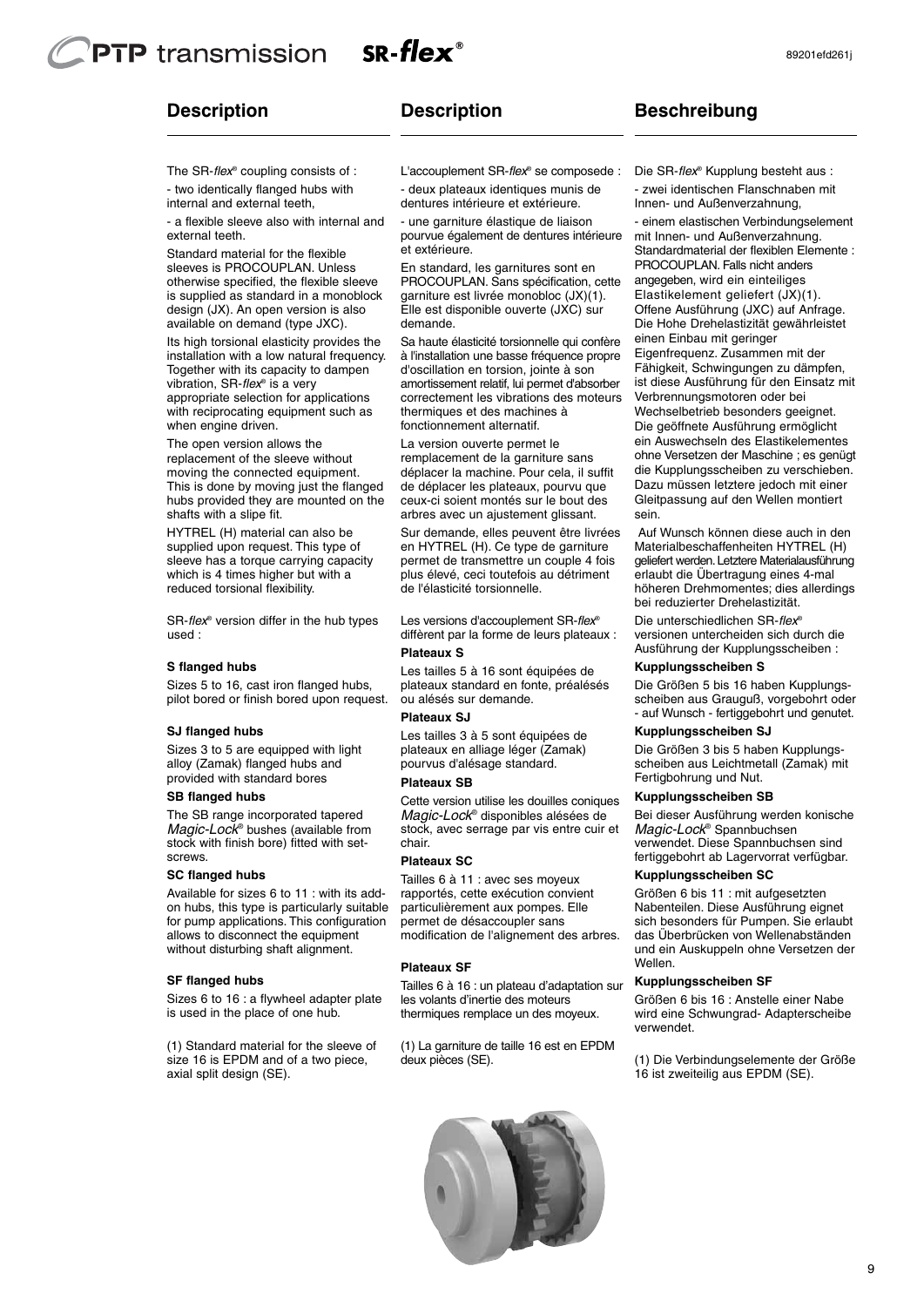## Description

The SR-*flex*® coupling consists of :

- two identically flanged hubs with internal and external teeth,
- a flexible sleeve also with internal and external teeth.

Standard material for the flexible sleeves is PROCOUPLAN. Unless otherwise specified, the flexible sleeve is supplied as standard in a monoblock design (JX). An open version is also available on demand (type JXC).

Its high torsional elasticity provides the installation with a low natural frequency. Together with its capacity to dampen vibration, SR-*flex*® is a very appropriate selection for applications with reciprocating equipment such as when engine driven.

The open version allows the replacement of the sleeve without moving the connected equipment. This is done by moving just the flanged hubs provided they are mounted on the shafts with a slipe fit.

HYTREL (H) material can also be supplied upon request. This type of sleeve has a torque carrying capacity which is 4 times higher but with a reduced torsional flexibility.

SR-*flex*® version differ in the hub types used :

**S flanged hubs**

Sizes 5 to 16, cast iron flanged hubs, pilot bored or finish bored upon request.

**SJ flanged hubs**

Sizes 3 to 5 are equipped with light alloy (Zamak) flanged hubs and provided with standard bores

**SB flanged hubs**

The SB range incorporated tapered *Magic-Lock*® bushes (available from stock with finish bore) fitted with set-screws.

**SC flanged hubs**

Available for sizes 6 to 11 : with its add-on hubs, this type is particularly suitable for pump applications. This configuration allows to disconnect the equipment without disturbing shaft alignment.

**SF flanged hubs**

Sizes 6 to 16 : a flywheel adapter plate is used in the place of one hub.

(1) Standard material for the sleeve of size 16 is EPDM and of a two piece, axial split design (SE).

## Description

L'accouplement SR-*flex*® se composede :

- deux plateaux identiques munis de dentures intérieure et extérieure.
- une garniture élastique de liaison pourvue également de dentures intérieure et extérieure.

En standard, les garnitures sont en PROCOUPLAN. Sans spécification, cette garniture est livrée monobloc (JX)(1). Elle est disponible ouverte (JXC) sur demande.

Sa haute élasticité torsionnelle qui confère à l'installation une basse fréquence propre d'oscillation en torsion, jointe à son amortissement relatif, lui permet d'absorber correctement les vibrations des moteurs thermiques et des machines à fonctionnement alternatif.

La version ouverte permet le remplacement de la garniture sans déplacer la machine. Pour cela, il suffit de déplacer les plateaux, pourvu que ceux-ci soient montés sur le bout des arbres avec un ajustement glissant.

Sur demande, elles peuvent être livrées en HYTREL (H). Ce type de garniture permet de transmettre un couple 4 fois plus élevé, ceci toutefois au détriment de l'élasticité torsionnelle.

Les versions d'accouplement SR-*flex*® diffèrent par la forme de leurs plateaux :

**Plateaux S**

Les tailles 5 à 16 sont équipées de plateaux standard en fonte, préalésés ou alésés sur demande.

**Plateaux SJ**

Les tailles 3 à 5 sont équipées de plateaux en alliage léger (Zamak) pourvus d'alésage standard.

**Plateaux SB**

Cette version utilise les douilles coniques *Magic-Lock*® disponibles alésées de stock, avec serrage par vis entre cuir et chair.

**Plateaux SC**

Tailles 6 à 11 : avec ses moyeux rapportés, cette exécution convient particulièrement aux pompes. Elle permet de désaccoupler sans modification de l'alignement des arbres.

**Plateaux SF**

Tailles 6 à 16 : un plateau d'adaptation sur les volants d'inertie des moteurs thermiques remplace un des moyeux.

(1) La garniture de taille 16 est en EPDM deux pièces (SE).

## Beschreibung

Die SR-*flex*® Kupplung besteht aus :

- zwei identischen Flanschnaben mit Innen- und Außenverzahnung,
- einem elastischen Verbindungselement mit Innen- und Außenverzahnung.

Standardmaterial der flexiblen Elemente : PROCOUPLAN. Falls nicht anders angegeben, wird ein einteiliges Elastikelement geliefert (JX)(1). Offene Ausführung (JXC) auf Anfrage. Die Hohe Drehelastizität gewährleistet einen Einbau mit geringer Eigenfrequenz. Zusammen mit der Fähigkeit, Schwingungen zu dämpfen, ist diese Ausführung für den Einsatz mit Verbrennungsmotoren oder bei Wechselbetrieb besonders geeignet. Die geöffnete Ausführung ermöglicht ein Auswechseln des Elastikelementes ohne Versetzen der Maschine ; es genügt die Kupplungsscheiben zu verschieben. Dazu müssen letztere jedoch mit einer Gleitpassung auf den Wellen montiert sein.

Auf Wunsch können diese auch in den Materialbeschaffenheiten HYTREL (H) geliefert werden. Letztere Materialausführung erlaubt die Übertragung eines 4-mal höheren Drehmomentes; dies allerdings bei reduzierter Drehelastizität.

Die unterschiedlichen SR-*flex*® versionen untercheiden sich durch die Ausführung der Kupplungsscheiben :

**Kupplungsscheiben S**

Die Größen 5 bis 16 haben Kupplungsscheiben aus Grauguß, vorgebohrt oder - auf Wunsch - fertiggebohrt und genutet.

**Kupplungsscheiben SJ**

Die Größen 3 bis 5 haben Kupplungsscheiben aus Leichtmetall (Zamak) mit Fertigbohrung und Nut.

**Kupplungsscheiben SB**

Bei dieser Ausführung werden konische *Magic-Lock*® Spannbuchsen verwendet. Diese Spannbuchsen sind fertiggebohrt ab Lagervorrat verfügbar.

**Kupplungsscheiben SC**

Größen 6 bis 11 : mit aufgesetzten Nabenteilen. Diese Ausführung eignet sich besonders für Pumpen. Sie erlaubt das Überbrücken von Wellenabständen und ein Auskuppeln ohne Versetzen der Wellen.

**Kupplungsscheiben SF**

Größen 6 bis 16 : Anstelle einer Nabe wird eine Schwungrad- Adapterscheibe verwendet.

(1) Die Verbindungselemente der Größe 16 ist zweiteilig aus EPDM (SE).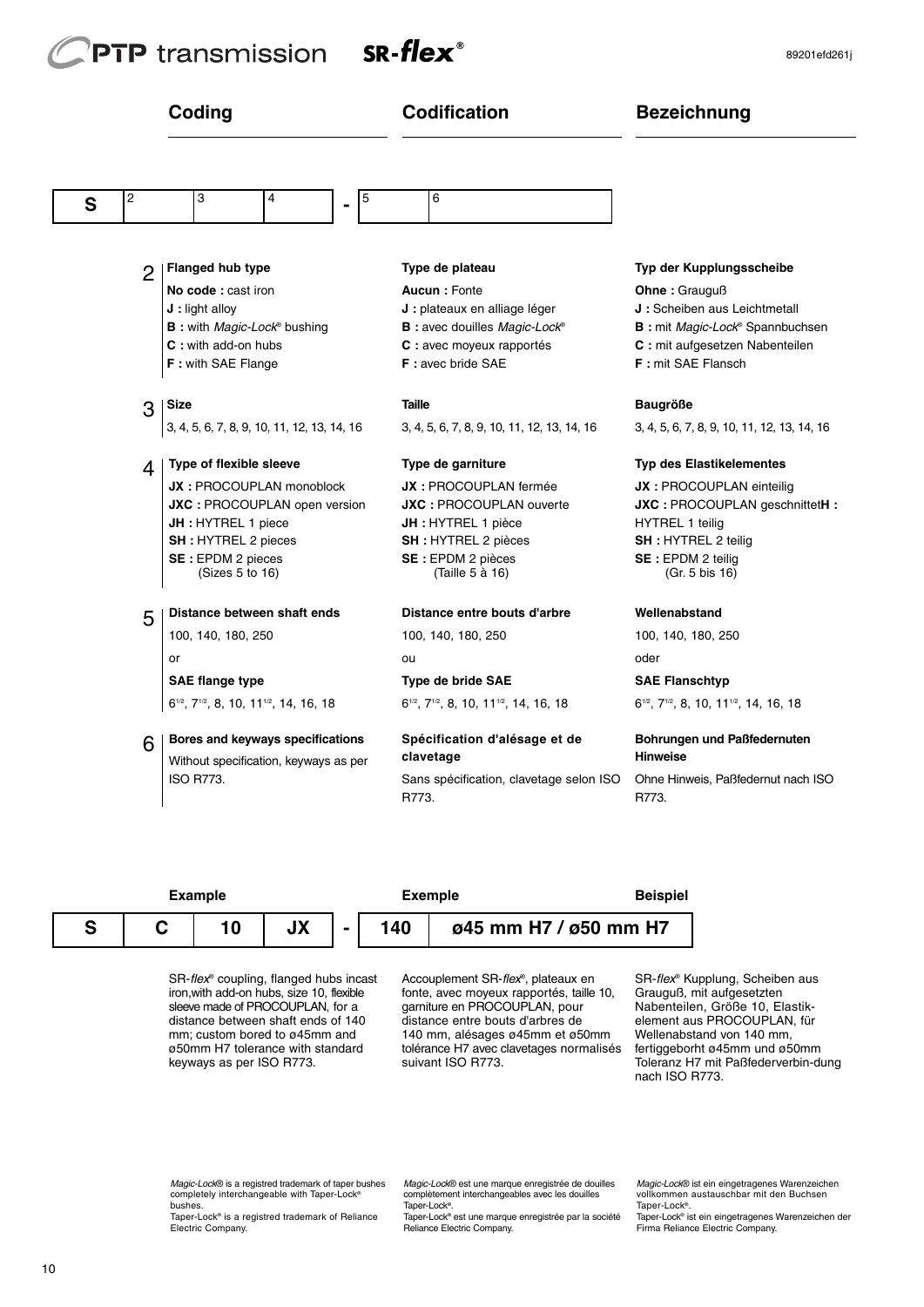## Coding

## Codification

## Bezeichnung

| S | 2 | 3 | 4 | - | 5 | 6 |
|---|---|---|---|---|---|---|

**2 — Flanged hub type**

**No code :** cast iron
**J :** light alloy
**B :** with *Magic-Lock*® bushing
**C :** with add-on hubs
**F :** with SAE Flange

**Type de plateau**

**Aucun :** Fonte
**J :** plateaux en alliage léger
**B :** avec douilles *Magic-Lock*®
**C :** avec moyeux rapportés
**F :** avec bride SAE

**Typ der Kupplungsscheibe**

**Ohne :** Grauguß
**J :** Scheiben aus Leichtmetall
**B :** mit *Magic-Lock*® Spannbuchsen
**C :** mit aufgesetzten Nabenteilen
**F :** mit SAE Flansch

**3 — Size**

3, 4, 5, 6, 7, 8, 9, 10, 11, 12, 13, 14, 16

**Taille**

3, 4, 5, 6, 7, 8, 9, 10, 11, 12, 13, 14, 16

**Baugröße**

3, 4, 5, 6, 7, 8, 9, 10, 11, 12, 13, 14, 16

**4 — Type of flexible sleeve**

**JX :** PROCOUPLAN monoblock
**JXC :** PROCOUPLAN open version
**JH :** HYTREL 1 piece
**SH :** HYTREL 2 pieces
**SE :** EPDM 2 pieces (Sizes 5 to 16)

**Type de garniture**

**JX :** PROCOUPLAN fermée
**JXC :** PROCOUPLAN ouverte
**JH :** HYTREL 1 pièce
**SH :** HYTREL 2 pièces
**SE :** EPDM 2 pièces (Taille 5 à 16)

**Typ des Elastikelementes**

**JX :** PROCOUPLAN einteilig
**JXC :** PROCOUPLAN geschnittet
**H :** HYTREL 1 teilig
**SH :** HYTREL 2 teilig
**SE :** EPDM 2 teilig (Gr. 5 bis 16)

**5 — Distance between shaft ends**

100, 140, 180, 250

or

**SAE flange type**

6½, 7½, 8, 10, 11½, 14, 16, 18

**Distance entre bouts d'arbre**

100, 140, 180, 250

ou

**Type de bride SAE**

6½, 7½, 8, 10, 11½, 14, 16, 18

**Wellenabstand**

100, 140, 180, 250

oder

**SAE Flanschtyp**

6½, 7½, 8, 10, 11½, 14, 16, 18

**6 — Bores and keyways specifications**

Without specification, keyways as per ISO R773.

**Spécification d'alésage et de clavetage**

Sans spécification, clavetage selon ISO R773.

**Bohrungen und Paßfedernuten Hinweise**

Ohne Hinweis, Paßfedernut nach ISO R773.

**Example** — **Exemple** — **Beispiel**

| S | C | 10 | JX | - | 140 | ø45 mm H7 / ø50 mm H7 |
|---|---|---|---|---|---|---|

SR-*flex*® coupling, flanged hubs incast iron,with add-on hubs, size 10, flexible sleeve made of PROCOUPLAN, for a distance between shaft ends of 140 mm; custom bored to ø45mm and ø50mm H7 tolerance with standard keyways as per ISO R773.

Accouplement SR-*flex*®, plateaux en fonte, avec moyeux rapportés, taille 10, garniture en PROCOUPLAN, pour distance entre bouts d'arbres de 140 mm, alésages ø45mm et ø50mm tolérance H7 avec clavetages normalisés suivant ISO R773.

SR-*flex*® Kupplung, Scheiben aus Grauguß, mit aufgesetzten Nabenteilen, Größe 10, Elastikelement aus PROCOUPLAN, für Wellenabstand von 140 mm, fertiggeborht ø45mm und ø50mm Toleranz H7 mit Paßfederverbin-dung nach ISO R773.

*Magic-Lock*® is a registred trademark of taper bushes completely interchangeable with Taper-Lock® bushes.
Taper-Lock® is a registred trademark of Reliance Electric Company.

*Magic-Lock*® est une marque enregistrée de douilles complètement interchangeables avec les douilles Taper-Lock®.
Taper-Lock® est une marque enregistrée par la société Reliance Electric Company.

*Magic-Lock*® ist ein eingetragenes Warenzeichen vollkommen austauschbar mit den Buchsen Taper-Lock®.
Taper-Lock® ist ein eingetragenes Warenzeichen der Firma Reliance Electric Company.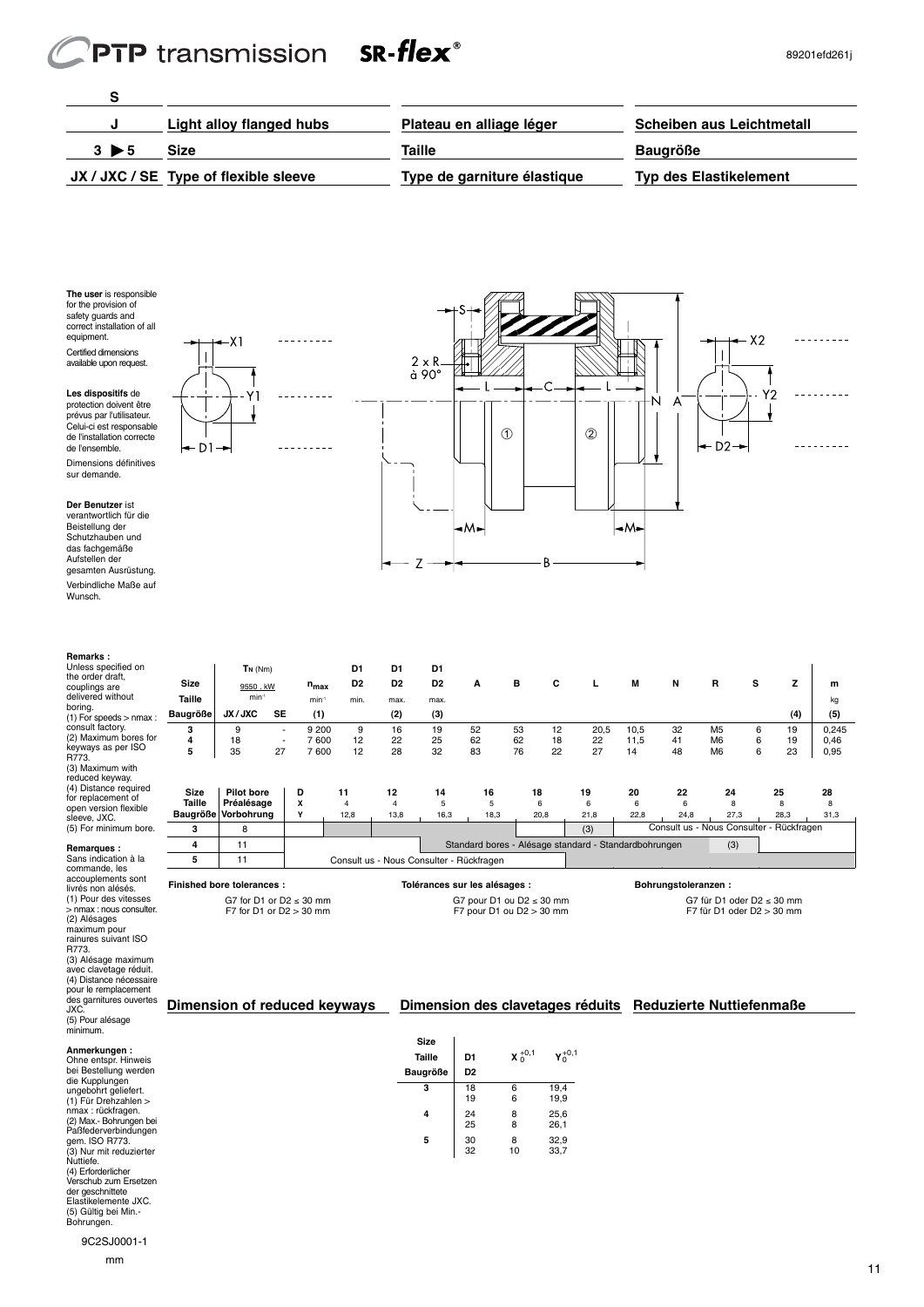| S | | | |
|---|---|---|---|
| J | Light alloy flanged hubs | Plateau en alliage léger | Scheiben aus Leichtmetall |
| 3 ▶ 5 | Size | Taille | Baugröße |
| JX / JXC / SE | Type of flexible sleeve | Type de garniture élastique | Typ des Elastikelement |

**The user** is responsible for the provision of safety guards and correct installation of all equipment.

Certified dimensions available upon request.

**Les dispositifs** de protection doivent être prévus par l'utilisateur. Celui-ci est responsable de l'installation correcte de l'ensemble.

Dimensions définitives sur demande.

**Der Benutzer** ist verantwortlich für die Beistellung der Schutzhauben und das fachgemäße Aufstellen der gesamten Ausrüstung.

Verbindliche Maße auf Wunsch.

X1, Y1, D1, 2 x R à 90°, S, L, C, L, N, A, X2, Y2, D2, ①, ②, M, M, Z, B

**Remarks :**
Unless specified on the order draft, couplings are delivered without boring.
(1) For speeds > nmax : consult factory.
(2) Maximum bores for keyways as per ISO R773.
(3) Maximum with reduced keyway.
(4) Distance required for replacement of open version flexible sleeve, JXC.
(5) For minimum bore.

**Remarques :**
Sans indication à la commande, les accouplements sont livrés non alésés.
(1) Pour des vitesses > nmax : nous consulter.
(2) Alésages maximum pour rainures suivant ISO R773.
(3) Alésage maximum avec clavetage réduit.
(4) Distance nécessaire pour le remplacement des garnitures ouvertes JXC.
(5) Pour alésage minimum.

**Anmerkungen :**
Ohne entspr. Hinweis bei Bestellung werden die Kupplungen ungebohrt geliefert.
(1) Für Drehzahlen > nmax : rückfragen.
(2) Max.- Bohrungen bei Paßfederverbindungen gem. ISO R773.
(3) Nur mit reduzierter Nuttiefe.
(4) Erforderlicher Verschub zum Ersetzen der geschnittete Elastikelemente JXC.
(5) Gültig bei Min.- Bohrungen.

9C2SJ0001-1

mm

| Size / Taille / Baugröße | $T_N$ (Nm) $\frac{9550 \cdot kW}{min^{-1}}$ JX / JXC | SE | $n_{max}$ min⁻¹ (1) | D1 D2 min. | D1 D2 max. (2) | D1 D2 max. (3) | A | B | C | L | M | N | R | S | Z (4) | m kg (5) |
|---|---|---|---|---|---|---|---|---|---|---|---|---|---|---|---|---|
| 3 | 9 | - | 9 200 | 9 | 16 | 19 | 52 | 53 | 12 | 20,5 | 10,5 | 32 | M5 | 6 | 19 | 0,245 |
| 4 | 18 | - | 7 600 | 12 | 22 | 25 | 62 | 62 | 18 | 22 | 11,5 | 41 | M6 | 6 | 19 | 0,46 |
| 5 | 35 | 27 | 7 600 | 12 | 28 | 32 | 83 | 76 | 22 | 27 | 14 | 48 | M6 | 6 | 23 | 0,95 |

| Size / Taille / Baugröße | Pilot bore / Préalésage / Vorbohrung | D | 11 | 12 | 14 | 16 | 18 | 19 | 20 | 22 | 24 | 25 | 28 |
|---|---|---|---|---|---|---|---|---|---|---|---|---|---|
| | | X | 4 | 4 | 5 | 5 | 6 | 6 | 6 | 6 | 8 | 8 | 8 |
| | | Y | 12,8 | 13,8 | 16,3 | 18,3 | 20,8 | 21,8 | 22,8 | 24,8 | 27,3 | 28,3 | 31,3 |
| 3 | 8 | | | | | | | (3) | Consult us - Nous Consulter - Rückfragen | | | | |
| 4 | 11 | | | | Standard bores - Alésage standard - Standardbohrungen | | | | | | (3) | | |
| 5 | 11 | | Consult us - Nous Consulter - Rückfragen | | | | | | | | | | |

**Finished bore tolerances :**
G7 for D1 or D2 ≤ 30 mm
F7 for D1 or D2 > 30 mm

**Tolérances sur les alésages :**
G7 pour D1 ou D2 ≤ 30 mm
F7 pour D1 ou D2 > 30 mm

**Bohrungstoleranzen :**
G7 für D1 oder D2 ≤ 30 mm
F7 für D1 oder D2 > 30 mm

## Dimension of reduced keyways / Dimension des clavetages réduits / Reduzierte Nuttiefenmaße

| Size / Taille / Baugröße | D1 D2 | $X_0^{+0,1}$ | $Y_0^{+0,1}$ |
|---|---|---|---|
| 3 | 18 | 6 | 19,4 |
| | 19 | 6 | 19,9 |
| 4 | 24 | 8 | 25,6 |
| | 25 | 8 | 26,1 |
| 5 | 30 | 8 | 32,9 |
| | 32 | 10 | 33,7 |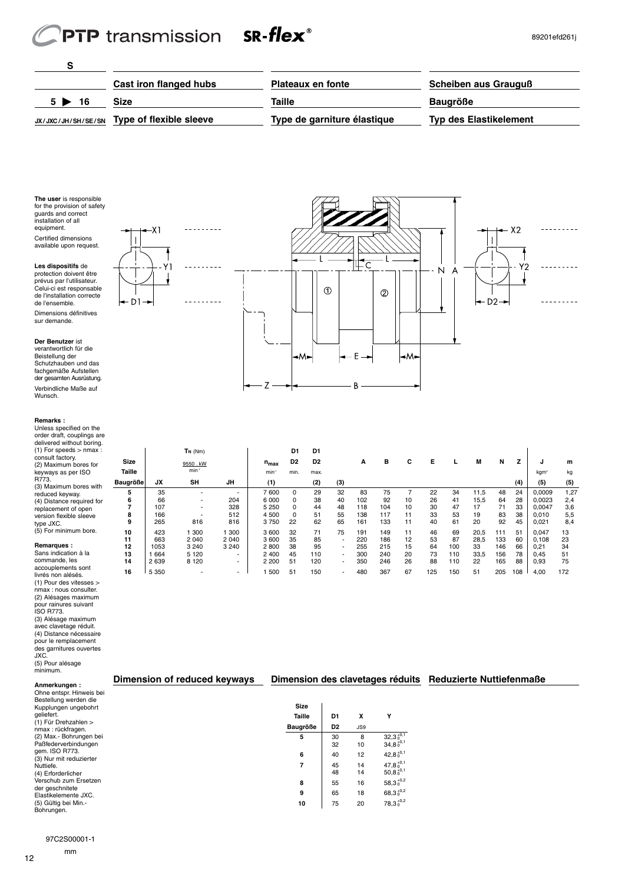| S | | | |
|---|---|---|---|
| | **Cast iron flanged hubs** | **Plateaux en fonte** | **Scheiben aus Grauguß** |
| 5 ▶ 16 | **Size** | **Taille** | **Baugröße** |
| JX / JXC / JH / SH / SE / SN | **Type of flexible sleeve** | **Type de garniture élastique** | **Typ des Elastikelement** |

**The user** is responsible for the provision of safety guards and correct installation of all equipment.

Certified dimensions available upon request.

**Les dispositifs** de protection doivent être prévus par l'utilisateur. Celui-ci est responsable de l'installation correcte de l'ensemble.

Dimensions définitives sur demande.

**Der Benutzer** ist verantwortlich für die Beistellung der Schutzhauben und das fachgemäße Aufstellen der gesamten Ausrüstung.

Verbindliche Maße auf Wunsch.

**Remarks :**
Unless specified on the order draft, couplings are delivered without boring.
(1) For speeds > nmax : consult factory.
(2) Maximum bores for keyways as per ISO R773.
(3) Maximum bores with reduced keyway.
(4) Distance required for replacement of open version flexible sleeve type JXC.
(5) For minimum bore.

**Remarques :**
Sans indication à la commande, les accouplements sont livrés non alésés.
(1) Pour des vitesses > nmax : nous consulter.
(2) Alésages maximum pour rainures suivant ISO R773.
(3) Alésage maximum avec clavetage réduit.
(4) Distance nécessaire pour le remplacement des garnitures ouvertes JXC.
(5) Pour alésage minimum.

**Anmerkungen :**
Ohne entspr. Hinweis bei Bestellung werden die Kupplungen ungebohrt geliefert.
(1) Für Drehzahlen > nmax : rückfragen.
(2) Max.- Bohrungen bei Paßfederverbindungen gem. ISO R773.
(3) Nur mit reduzierter Nuttiefe.
(4) Erforderlicher Verschub zum Ersetzen der geschnitete Elastikelemente JXC.
(5) Gültig bei Min.- Bohrungen.

| Size / Taille / Baugröße | $T_N$ (Nm) $\frac{9550 \cdot kW}{min^{-1}}$ JX | SH | JH | $n_{max}$ min⁻¹ (1) | D1 D2 min. | D1 D2 max. (2) | (3) | A | B | C | E | L | M | N | Z (4) | J kgm² (5) | m kg (5) |
|---|---|---|---|---|---|---|---|---|---|---|---|---|---|---|---|---|---|
| 5 | 35 | - | - | 7 600 | 0 | 29 | 32 | 83 | 75 | 7 | 22 | 34 | 11,5 | 48 | 24 | 0,0009 | 1,27 |
| 6 | 66 | - | 204 | 6 000 | 0 | 38 | 40 | 102 | 92 | 10 | 26 | 41 | 15,5 | 64 | 28 | 0,0023 | 2,4 |
| 7 | 107 | - | 328 | 5 250 | 0 | 44 | 48 | 118 | 104 | 10 | 30 | 47 | 17 | 71 | 33 | 0,0047 | 3,6 |
| 8 | 166 | - | 512 | 4 500 | 0 | 51 | 55 | 138 | 117 | 11 | 33 | 53 | 19 | 83 | 38 | 0,010 | 5,5 |
| 9 | 265 | 816 | 816 | 3 750 | 22 | 62 | 65 | 161 | 133 | 11 | 40 | 61 | 20 | 92 | 45 | 0,021 | 8,4 |
| 10 | 423 | 1 300 | 1 300 | 3 600 | 32 | 71 | 75 | 191 | 149 | 11 | 46 | 69 | 20,5 | 111 | 51 | 0,047 | 13 |
| 11 | 663 | 2 040 | 2 040 | 3 600 | 35 | 85 | - | 220 | 186 | 12 | 53 | 87 | 28,5 | 133 | 60 | 0,108 | 23 |
| 12 | 1053 | 3 240 | 3 240 | 2 800 | 38 | 95 | - | 255 | 215 | 15 | 64 | 100 | 33 | 146 | 66 | 0,21 | 34 |
| 13 | 1 664 | 5 120 | - | 2 400 | 45 | 110 | - | 300 | 240 | 20 | 73 | 110 | 33,5 | 156 | 78 | 0,45 | 51 |
| 14 | 2 639 | 8 120 | - | 2 200 | 51 | 120 | - | 350 | 246 | 26 | 88 | 110 | 22 | 165 | 88 | 0,93 | 75 |
| 16 | 5 350 | - | - | 1 500 | 51 | 150 | - | 480 | 367 | 67 | 125 | 150 | 51 | 205 | 108 | 4,00 | 172 |

## Dimension of reduced keyways — Dimension des clavetages réduits — Reduzierte Nuttiefenmaße

| Size / Taille / Baugröße | D1 D2 | X JS9 | Y |
|---|---|---|---|
| 5 | 30 | 8 | $32{,}3^{+0{,}1}_{0}$ |
| | 32 | 10 | $34{,}8^{+0{,}1}_{0}$ |
| 6 | 40 | 12 | $42{,}8^{+0{,}1}_{0}$ |
| 7 | 45 | 14 | $47{,}8^{+0{,}1}_{0}$ |
| | 48 | 14 | $50{,}8^{+0{,}1}_{0}$ |
| 8 | 55 | 16 | $58{,}3^{+0{,}2}_{0}$ |
| 9 | 65 | 18 | $68{,}3^{+0{,}2}_{0}$ |
| 10 | 75 | 20 | $78{,}3^{+0{,}2}_{0}$ |

97C2S00001-1

mm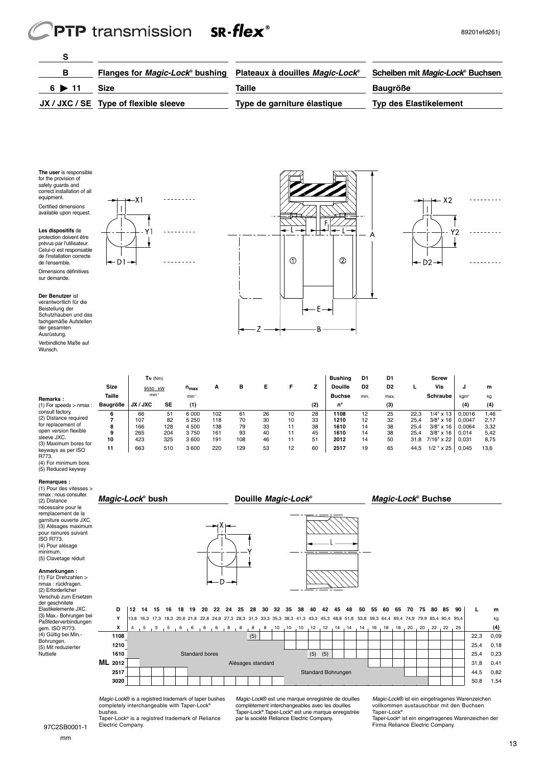| S | | | |
|---|---|---|---|
| B | Flanges for *Magic-Lock®* bushing | Plateaux à douilles *Magic-Lock®* | Scheiben mit *Magic-Lock®* Buchsen |
| 6 ▶ 11 | Size | Taille | Baugröße |
| JX / JXC / SE | Type of flexible sleeve | Type de garniture élastique | Typ des Elastikelement |

**The user** is responsible for the provision of safety guards and correct installation of all equipment.

Certified dimensions available upon request.

**Les dispositifs** de protection doivent être prévus par l'utilisateur. Celui-ci est responsable de l'installation correcte de l'ensemble.

Dimensions définitives sur demande.

**Der Benutzer** ist verantwortlich für die Beistellung der Schutzhauben und das fachgemäße Aufstellen der gesamten Ausrüstung.

Verbindliche Maße auf Wunsch.

**Remarks :**
(1) For speeds > nmax : consult factory.
(2) Distance required for replacement of open version flexible sleeve JXC.
(3) Maximum bores for keyways as per ISO R773.
(4) For minimum bore.
(5) Reduced keyway

**Remarques :**
(1) Pour des vitesses > nmax : nous consulter.
(2) Distance nécessaire pour le remplacement de la garniture ouverte JXC.
(3) Alésages maximum pour rainures suivant ISO R773.
(4) Pour alésage minimum.
(5) Clavetage réduit

**Anmerkungen :**
(1) Für Drehzahlen > nmax : rückfragen.
(2) Erforderlicher Verschub zum Ersetzen der geschnitete Elastikelemente JXC.
(3) Max.- Bohrungen bei Paßfederverbindungen gem. ISO R773.
(4) Gültig bei Min.-Bohrungen.
(5) Mit reduzierter Nuttiefe

| Size / Taille / Baugröße | $T_N$ (Nm) $\frac{9550 \cdot kW}{min^{-1}}$ JX / JXC | $T_N$ (Nm) SE | $n_{max}$ $min^{-1}$ (1) | A | B | E | F | Z (2) | Bushing / Douille / Buchse n° | D1 / D2 min. | D1 / D2 max. (3) | L | Screw / Vis / Schraube | J $kgm^2$ (4) | m kg (4) |
|---|---|---|---|---|---|---|---|---|---|---|---|---|---|---|---|
| 6 | 66 | 51 | 6 000 | 102 | 61 | 26 | 10 | 28 | 1108 | 12 | 25 | 22,3 | 1/4" x 13 | 0,0016 | 1,46 |
| 7 | 107 | 82 | 5 250 | 118 | 70 | 30 | 10 | 33 | 1210 | 12 | 32 | 25,4 | 3/8" x 16 | 0,0047 | 2,17 |
| 8 | 166 | 128 | 4 500 | 138 | 79 | 33 | 11 | 38 | 1610 | 14 | 38 | 25,4 | 3/8" x 16 | 0,0064 | 3,32 |
| 9 | 265 | 204 | 3 750 | 161 | 93 | 40 | 11 | 45 | 1610 | 14 | 38 | 25,4 | 3/8" x 16 | 0,014 | 5,42 |
| 10 | 423 | 325 | 3 600 | 191 | 108 | 46 | 11 | 51 | 2012 | 14 | 50 | 31,8 | 7/16" x 22 | 0,031 | 8,75 |
| 11 | 663 | 510 | 3 600 | 220 | 129 | 53 | 12 | 60 | 2517 | 19 | 65 | 44,5 | 1/2 " x 25 | 0,045 | 13,6 |

## *Magic-Lock®* bush | Douille *Magic-Lock®* | *Magic-Lock®* Buchse

| D | 12 | 14 | 15 | 16 | 18 | 19 | 20 | 22 | 24 | 25 | 28 | 30 | 32 | 35 | 38 | 40 | 42 | 45 | 48 | 50 | 55 | 60 | 65 | 70 | 75 | 80 | 85 | 90 | L | m |
|---|---|---|---|---|---|---|---|---|---|---|---|---|---|---|---|---|---|---|---|---|---|---|---|---|---|---|---|---|---|---|
| Y | 13,8 | 16,3 | 17,3 | 18,3 | 20,8 | 21,8 | 22,8 | 24,8 | 27,3 | 28,3 | 31,3 | 33,3 | 35,3 | 38,3 | 41,3 | 43,3 | 45,3 | 48,8 | 51,8 | 53,8 | 59,3 | 64,4 | 69,4 | 74,9 | 79,9 | 85,4 | 90,4 | 95,4 | | kg |
| X | 4 | 5 | 5 | 5 | 6 | 6 | 6 | 6 | 8 | 8 | 8 | 8 | 10 | 10 | 10 | 12 | 12 | 14 | 14 | 14 | 16 | 18 | 18 | 20 | 20 | 22 | 22 | 25 | | (4) |
| ML 1108 | | | | | | | | | | | (5) | | | | | | | | | | | | | | | | | | 22,3 | 0,09 |
| ML 1210 | | | | | | | | | | | | | | | | | | | | | | | | | | | | | 25,4 | 0,18 |
| ML 1610 | | | | | | | | | | | | | | | | (5) | (5) | | | | | | | | | | | | 25,4 | 0,23 |
| ML 2012 | | | | | | | | | | | | | | | | | | | | | | | | | | | | | 31,8 | 0,41 |
| ML 2517 | | | | | | | | | | | | | | | | | | | | | | | | | | | | | 44,5 | 0,82 |
| ML 3020 | | | | | | | | | | | | | | | | | | | | | | | | | | | | | 50,8 | 1,54 |

Shaded area: Standard bores / Alésages standard / Standard Bohrungen

*Magic-Lock®* is a registred trademark of taper bushes completely interchangeable with Taper-Lock® bushes.
Taper-Lock® is a registred trademark of Reliance Electric Company.

*Magic-Lock®* est une marque enregistrée de douilles complètement interchangeables avec les douilles Taper-Lock®.Taper-Lock® est une marque enregistrée par la société Reliance Electric Company.

*Magic-Lock®* ist ein eingetragenes Warenzeichen vollkommen austauschbar mit den Buchsen Taper-Lock®.
Taper-Lock® ist ein eingetragenes Warenzeichen der Firma Reliance Electric Company.

97C2SB0001-1

mm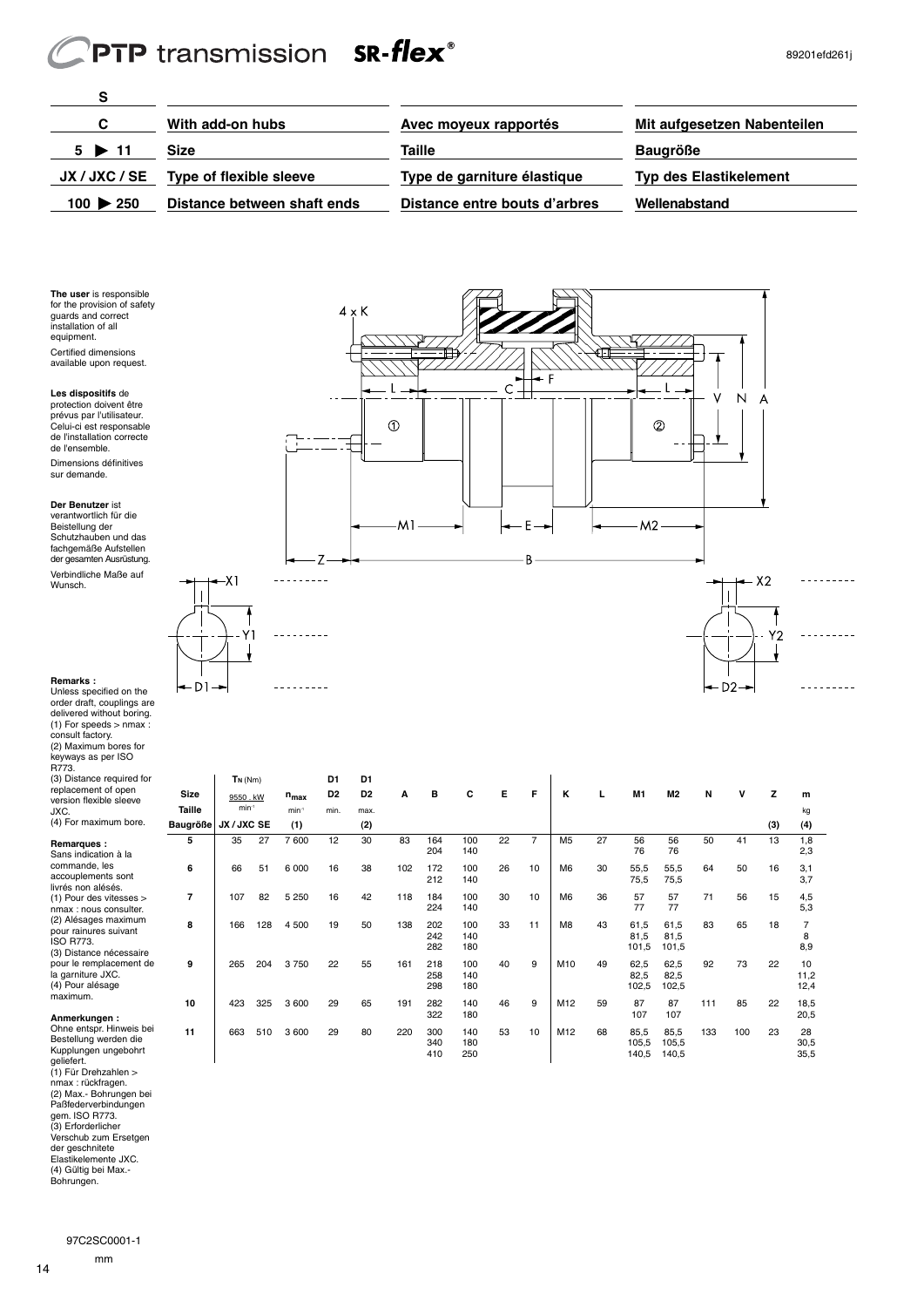| | | | |
|---|---|---|---|
| **S** | | | |
| **C** | **With add-on hubs** | **Avec moyeux rapportés** | **Mit aufgesetzten Nabenteilen** |
| **5 ▶ 11** | **Size** | **Taille** | **Baugröße** |
| **JX / JXC / SE** | **Type of flexible sleeve** | **Type de garniture élastique** | **Typ des Elastikelement** |
| **100 ▶ 250** | **Distance between shaft ends** | **Distance entre bouts d'arbres** | **Wellenabstand** |

**The user** is responsible for the provision of safety guards and correct installation of all equipment.

Certified dimensions available upon request.

**Les dispositifs** de protection doivent être prévus par l'utilisateur. Celui-ci est responsable de l'installation correcte de l'ensemble.

Dimensions définitives sur demande.

**Der Benutzer** ist verantwortlich für die Beistellung der Schutzhauben und das fachgemäße Aufstellen der gesamten Ausrüstung.

Verbindliche Maße auf Wunsch.

**Remarks :**
Unless specified on the order draft, couplings are delivered without boring.
(1) For speeds > nmax : consult factory.
(2) Maximum bores for keyways as per ISO R773.
(3) Distance required for replacement of open version flexible sleeve JXC.
(4) For maximum bore.

**Remarques :**
Sans indication à la commande, les accouplements sont livrés non alésés.
(1) Pour des vitesses > nmax : nous consulter.
(2) Alésages maximum pour rainures suivant ISO R773.
(3) Distance nécessaire pour le remplacement de la garniture JXC.
(4) Pour alésage maximum.

**Anmerkungen :**
Ohne entspr. Hinweis bei Bestellung werden die Kupplungen ungebohrt geliefert.
(1) Für Drehzahlen > nmax : rückfragen.
(2) Max.- Bohrungen bei Paßfederverbindungen gem. ISO R773.
(3) Erforderlicher Verschub zum Ersetgen der geschnitete Elastikelemente JXC.
(4) Gültig bei Max.- Bohrungen.

| Size / Taille / Baugröße | $T_N$ (Nm) 9550 . kW / min⁻¹ JX / JXC | SE | $n_{max}$ min⁻¹ (1) | D1 D2 min. | D1 D2 max. (2) | A | B | C | E | F | K | L | M1 | M2 | N | V | Z (3) | m kg (4) |
|---|---|---|---|---|---|---|---|---|---|---|---|---|---|---|---|---|---|---|
| 5 | 35 | 27 | 7 600 | 12 | 30 | 83 | 164<br>204 | 100<br>140 | 22 | 7 | M5 | 27 | 56<br>76 | 56<br>76 | 50 | 41 | 13 | 1,8<br>2,3 |
| 6 | 66 | 51 | 6 000 | 16 | 38 | 102 | 172<br>212 | 100<br>140 | 26 | 10 | M6 | 30 | 55,5<br>75,5 | 55,5<br>75,5 | 64 | 50 | 16 | 3,1<br>3,7 |
| 7 | 107 | 82 | 5 250 | 16 | 42 | 118 | 184<br>224 | 100<br>140 | 30 | 10 | M6 | 36 | 57<br>77 | 57<br>77 | 71 | 56 | 15 | 4,5<br>5,3 |
| 8 | 166 | 128 | 4 500 | 19 | 50 | 138 | 202<br>242<br>282 | 100<br>140<br>180 | 33 | 11 | M8 | 43 | 61,5<br>81,5<br>101,5 | 61,5<br>81,5<br>101,5 | 83 | 65 | 18 | 7<br>8<br>8,9 |
| 9 | 265 | 204 | 3 750 | 22 | 55 | 161 | 218<br>258<br>298 | 100<br>140<br>180 | 40 | 9 | M10 | 49 | 62,5<br>82,5<br>102,5 | 62,5<br>82,5<br>102,5 | 92 | 73 | 22 | 10<br>11,2<br>12,4 |
| 10 | 423 | 325 | 3 600 | 29 | 65 | 191 | 282<br>322 | 140<br>180 | 46 | 9 | M12 | 59 | 87<br>107 | 87<br>107 | 111 | 85 | 22 | 18,5<br>20,5 |
| 11 | 663 | 510 | 3 600 | 29 | 80 | 220 | 300<br>340<br>410 | 140<br>180<br>250 | 53 | 10 | M12 | 68 | 85,5<br>105,5<br>140,5 | 85,5<br>105,5<br>140,5 | 133 | 100 | 23 | 28<br>30,5<br>35,5 |

97C2SC0001-1

mm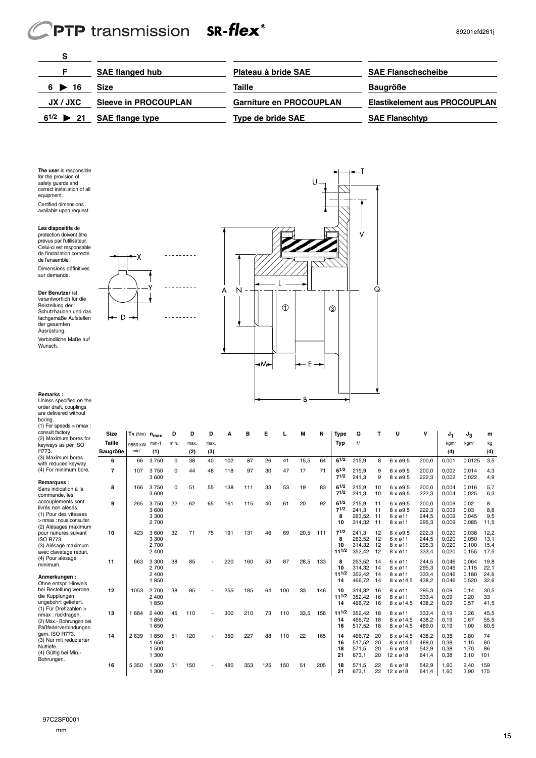| S | | | |
|---|---|---|---|
| F | **SAE flanged hub** | **Plateau à bride SAE** | **SAE Flanschscheibe** |
| 6 ▶ 16 | **Size** | **Taille** | **Baugröße** |
| JX / JXC | **Sleeve in PROCOUPLAN** | **Garniture en PROCOUPLAN** | **Elastikelement aus PROCOUPLAN** |
| $6^{1/2}$ ▶ 21 | **SAE flange type** | **Type de bride SAE** | **SAE Flanschtyp** |

**The user** is responsible for the provision of safety guards and correct installation of all equipment.

Certified dimensions available upon request.

**Les dispositifs** de protection doivent être prévus par l'utilisateur. Celui-ci est responsable de l'installation correcte de l'ensemble.

Dimensions définitives sur demande.

**Der Benutzer** ist verantwortlich für die Beistellung der Schutzhauben und das fachgemäße Aufstellen der gesamten Ausrüstung.

Verbindliche Maße auf Wunsch.

**Remarks :**
Unless specified on the order draft, couplings are delivered without boring.
(1) For speeds > nmax : consult factory.
(2) Maximum bores for keyways as per ISO R773.
(3) Maximum bores with reduced keyway.
(4) For minimum bore.

**Remarques :**
Sans indication à la commande, les accouplements sont livrés non alésés.
(1) Pour des vitesses > nmax : nous consulter.
(2) Alésages maximum pour rainures suivant ISO R773.
(3) Alésage maximum avec clavetage réduit.
(4) Pour alésage minimum.

**Anmerkungen :**
Ohne entspr. Hinweis bei Bestellung werden die Kupplungen ungebohrt geliefert.
(1) Für Drehzahlen > nmax : rückfragen.
(2) Max.- Bohrungen bei Paßfederverbindungen gem. ISO R773.
(3) Nur mit reduzierter Nuttiefe.
(4) Gültig bei Min.- Bohrungen.

| Size / Taille / Baugröße | $T_N$ (Nm) 9550.kW/min⁻¹ | $n_{max}$ min-1 (1) | D min. | D max. (2) | D max. (3) | A | B | E | L | M | N | Type / Typ | Q f7 | T | U | V | $J_1$ kgm² (4) | $J_3$ kgm² | m kg (4) |
|---|---|---|---|---|---|---|---|---|---|---|---|---|---|---|---|---|---|---|---|
| 6 | 66 | 3 750 | 0 | 38 | 40 | 102 | 87 | 26 | 41 | 15,5 | 64 | $6^{1/2}$ | 215,9 | 8 | 6 x ø9,5 | 200,0 | 0,001 | 0,0125 | 3,5 |
| 7 | 107 | 3 750 | 0 | 44 | 48 | 118 | 97 | 30 | 47 | 17 | 71 | $6^{1/2}$ | 215,9 | 9 | 6 x ø9,5 | 200,0 | 0,002 | 0,014 | 4,3 |
| | | 3 600 | | | | | | | | | | $7^{1/2}$ | 241,3 | 9 | 8 x ø9,5 | 222,3 | 0,002 | 0,022 | 4,9 |
| 8 | 166 | 3 750 | 0 | 51 | 55 | 138 | 111 | 33 | 53 | 19 | 83 | $6^{1/2}$ | 215,9 | 10 | 6 x ø9,5 | 200,0 | 0,004 | 0,016 | 5,7 |
| | | 3 600 | | | | | | | | | | $7^{1/2}$ | 241,3 | 10 | 8 x ø9,5 | 222,3 | 0,004 | 0,025 | 6,3 |
| 9 | 265 | 3 750 | 22 | 62 | 65 | 161 | 115 | 40 | 61 | 20 | 92 | $6^{1/2}$ | 215,9 | 11 | 6 x ø9,5 | 200,0 | 0,009 | 0,02 | 8 |
| | | 3 600 | | | | | | | | | | $7^{1/2}$ | 241,3 | 11 | 8 x ø9,5 | 222,3 | 0,009 | 0,03 | 8,8 |
| | | 3 300 | | | | | | | | | | 8 | 263,52 | 11 | 6 x ø11 | 244,5 | 0,009 | 0,045 | 9,5 |
| | | 2 700 | | | | | | | | | | 10 | 314,32 | 11 | 8 x ø11 | 295,3 | 0,009 | 0,085 | 11,5 |
| 10 | 423 | 3 600 | 32 | 71 | 75 | 191 | 131 | 46 | 69 | 20,5 | 111 | $7^{1/2}$ | 241,3 | 12 | 8 x ø9,5 | 222,3 | 0,020 | 0,038 | 12,2 |
| | | 3 300 | | | | | | | | | | 8 | 263,52 | 12 | 6 x ø11 | 244,5 | 0,020 | 0,050 | 13,1 |
| | | 2 700 | | | | | | | | | | 10 | 314,32 | 12 | 8 x ø11 | 295,3 | 0,020 | 0,100 | 15,4 |
| | | 2 400 | | | | | | | | | | $11^{1/2}$ | 352,42 | 12 | 8 x ø11 | 333,4 | 0,020 | 0,155 | 17,5 |
| 11 | 663 | 3 300 | 38 | 85 | - | 220 | 160 | 53 | 87 | 28,5 | 133 | 8 | 263,52 | 14 | 6 x ø11 | 244,5 | 0,046 | 0,064 | 19,8 |
| | | 2 700 | | | | | | | | | | 10 | 314,32 | 14 | 8 x ø11 | 295,3 | 0,046 | 0,115 | 22,1 |
| | | 2 400 | | | | | | | | | | $11^{1/2}$ | 352,42 | 14 | 8 x ø11 | 333,4 | 0,046 | 0,180 | 24,6 |
| | | 1 850 | | | | | | | | | | 14 | 466,72 | 14 | 8 x ø14,5 | 438,2 | 0,046 | 0,520 | 32,6 |
| 12 | 1053 | 2 700 | 38 | 95 | - | 255 | 185 | 64 | 100 | 33 | 146 | 10 | 314,32 | 16 | 8 x ø11 | 295,3 | 0,09 | 0,14 | 30,5 |
| | | 2 400 | | | | | | | | | | $11^{1/2}$ | 352,42 | 16 | 8 x ø11 | 333,4 | 0,09 | 0,20 | 33 |
| | | 1 850 | | | | | | | | | | 14 | 466,72 | 16 | 8 x ø14,5 | 438,2 | 0,09 | 0,57 | 41,5 |
| 13 | 1 664 | 2 400 | 45 | 110 | - | 300 | 210 | 73 | 110 | 33,5 | 156 | $11^{1/2}$ | 352,42 | 18 | 8 x ø11 | 333,4 | 0,19 | 0,26 | 45,5 |
| | | 1 850 | | | | | | | | | | 14 | 466,72 | 18 | 8 x ø14,5 | 438,2 | 0,19 | 0,67 | 55,5 |
| | | 1 650 | | | | | | | | | | 16 | 517,52 | 18 | 8 x ø14,5 | 489,0 | 0,19 | 1,00 | 60,5 |
| 14 | 2 639 | 1 850 | 51 | 120 | - | 350 | 227 | 88 | 110 | 22 | 165 | 14 | 466,72 | 20 | 8 x ø14,5 | 438,2 | 0,38 | 0,80 | 74 |
| | | 1 650 | | | | | | | | | | 16 | 517,52 | 20 | 8 x ø14,5 | 489,0 | 0,38 | 1,15 | 80 |
| | | 1 500 | | | | | | | | | | 18 | 571,5 | 20 | 6 x ø18 | 542,9 | 0,38 | 1,70 | 86 |
| | | 1 300 | | | | | | | | | | 21 | 673,1 | 20 | 12 x ø18 | 641,4 | 0,38 | 3,10 | 101 |
| 16 | 5 350 | 1 500 | 51 | 150 | - | 480 | 353 | 125 | 150 | 51 | 205 | 18 | 571,5 | 22 | 6 x ø18 | 542,9 | 1,60 | 2,40 | 159 |
| | | 1 300 | | | | | | | | | | 21 | 673,1 | 22 | 12 x ø18 | 641,4 | 1,60 | 3,90 | 175 |

97C2SF0001

mm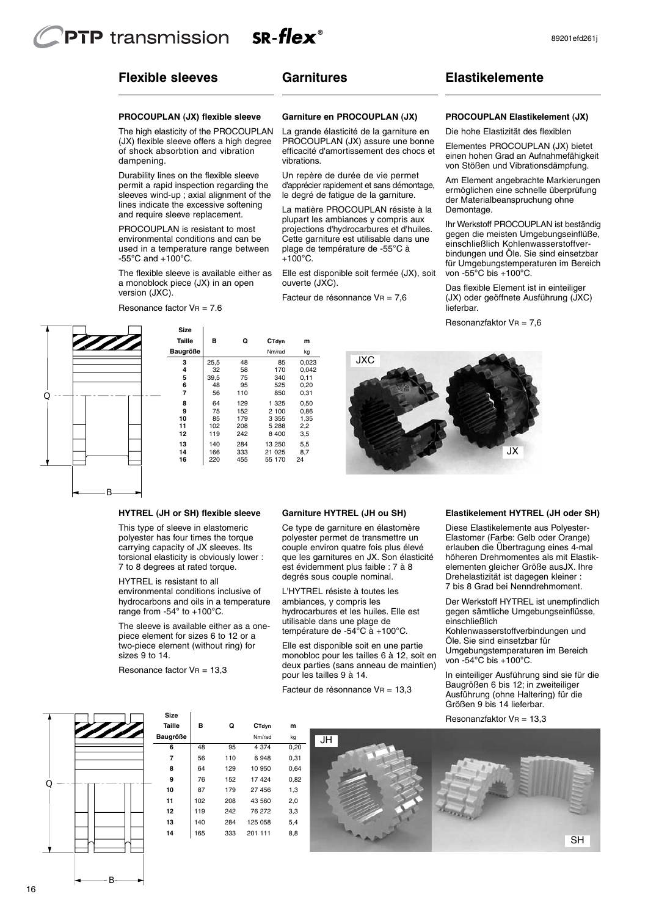## Flexible sleeves

### PROCOUPLAN (JX) flexible sleeve

The high elasticity of the PROCOUPLAN (JX) flexible sleeve offers a high degree of shock absorbtion and vibration dampening.

Durability lines on the flexible sleeve permit a rapid inspection regarding the sleeves wind-up ; axial alignment of the lines indicate the excessive softening and require sleeve replacement.

PROCOUPLAN is resistant to most environmental conditions and can be used in a temperature range between -55°C and +100°C.

The flexible sleeve is available either as a monoblock piece (JX) in an open version (JXC).

Resonance factor $V_R$ = 7.6

## Garnitures

### Garniture en PROCOUPLAN (JX)

La grande élasticité de la garniture en PROCOUPLAN (JX) assure une bonne efficacité d'amortissement des chocs et vibrations.

Un repère de durée de vie permet d'apprécier rapidement et sans démontage, le degré de fatigue de la garniture.

La matière PROCOUPLAN résiste à la plupart les ambiances y compris aux projections d'hydrocarbures et d'huiles. Cette garniture est utilisable dans une plage de température de -55°C à +100°C.

Elle est disponible soit fermée (JX), soit ouverte (JXC).

Facteur de résonnance $V_R$ = 7,6

## Elastikelemente

### PROCOUPLAN Elastikelement (JX)

Die hohe Elastizität des flexiblen Elementes PROCOUPLAN (JX) bietet einen hohen Grad an Aufnahmefähigkeit von Stößen und Vibrationsdämpfung.

Am Element angebrachte Markierungen ermöglichen eine schnelle überprüfung der Materialbeanspruchung ohne Demontage.

Ihr Werkstoff PROCOUPLAN ist beständig gegen die meisten Umgebungseinflüße, einschließlich Kohlenwasserstoffverbindungen und Öle. Sie sind einsetzbar für Umgebungstemperaturen im Bereich von -55°C bis +100°C.

Das flexible Element ist in einteiliger (JX) oder geöffnete Ausführung (JXC) lieferbar.

Resonanzfaktor $V_R$ = 7,6

| Size / Taille / Baugröße | B | Q | $C_{Tdyn}$ Nm/rad | m kg |
|---|---|---|---|---|
| 3 | 25,5 | 48 | 85 | 0,023 |
| 4 | 32 | 58 | 170 | 0,042 |
| 5 | 39,5 | 75 | 340 | 0,11 |
| 6 | 48 | 95 | 525 | 0,20 |
| 7 | 56 | 110 | 850 | 0,31 |
| 8 | 64 | 129 | 1 325 | 0,50 |
| 9 | 75 | 152 | 2 100 | 0,86 |
| 10 | 85 | 179 | 3 355 | 1,35 |
| 11 | 102 | 208 | 5 288 | 2,2 |
| 12 | 119 | 242 | 8 400 | 3,5 |
| 13 | 140 | 284 | 13 250 | 5,5 |
| 14 | 166 | 333 | 21 025 | 8,7 |
| 16 | 220 | 455 | 55 170 | 24 |

JXC JX

### HYTREL (JH or SH) flexible sleeve

This type of sleeve in elastomeric polyester has four times the torque carrying capacity of JX sleeves. Its torsional elasticity is obviously lower : 7 to 8 degrees at rated torque.

HYTREL is resistant to all environmental conditions inclusive of hydrocarbons and oils in a temperature range from -54° to +100°C.

The sleeve is available either as a one-piece element for sizes 6 to 12 or a two-piece element (without ring) for sizes 9 to 14.

Resonance factor $V_R$ = 13,3

### Garniture HYTREL (JH ou SH)

Ce type de garniture en élastomère polyester permet de transmettre un couple environ quatre fois plus élevé que les garnitures en JX. Son élasticité est évidemment plus faible : 7 à 8 degrés sous couple nominal.

L'HYTREL résiste à toutes les ambiances, y compris les hydrocarbures et les huiles. Elle est utilisable dans une plage de température de -54°C à +100°C.

Elle est disponible soit en une partie monobloc pour les tailles 6 à 12, soit en deux parties (sans anneau de maintien) pour les tailles 9 à 14.

Facteur de résonnance $V_R$ = 13,3

### Elastikelement HYTREL (JH oder SH)

Diese Elastikelemente aus Polyester-Elastomer (Farbe: Gelb oder Orange) erlauben die Übertragung eines 4-mal höheren Drehmomentes als mit Elastikelementen gleicher Größe ausJX. Ihre Drehelastizität ist dagegen kleiner : 7 bis 8 Grad bei Nenndrehmoment.

Der Werkstoff HYTREL ist unempfindlich gegen sämtliche Umgebungseinflüsse, einschließlich Kohlenwasserstoffverbindungen und Öle. Sie sind einsetzbar für Umgebungstemperaturen im Bereich von -54°C bis +100°C.

In einteiliger Ausführung sind sie für die Baugrößen 6 bis 12; in zweiteiliger Ausführung (ohne Haltering) für die Größen 9 bis 14 lieferbar.

Resonanzfaktor $V_R$ = 13,3

| Size / Taille / Baugröße | B | Q | $C_{Tdyn}$ Nm/rad | m kg |
|---|---|---|---|---|
| 6 | 48 | 95 | 4 374 | 0,20 |
| 7 | 56 | 110 | 6 948 | 0,31 |
| 8 | 64 | 129 | 10 950 | 0,64 |
| 9 | 76 | 152 | 17 424 | 0,82 |
| 10 | 87 | 179 | 27 456 | 1,3 |
| 11 | 102 | 208 | 43 560 | 2,0 |
| 12 | 119 | 242 | 76 272 | 3,3 |
| 13 | 140 | 284 | 125 058 | 5,4 |
| 14 | 165 | 333 | 201 111 | 8,8 |

JH SH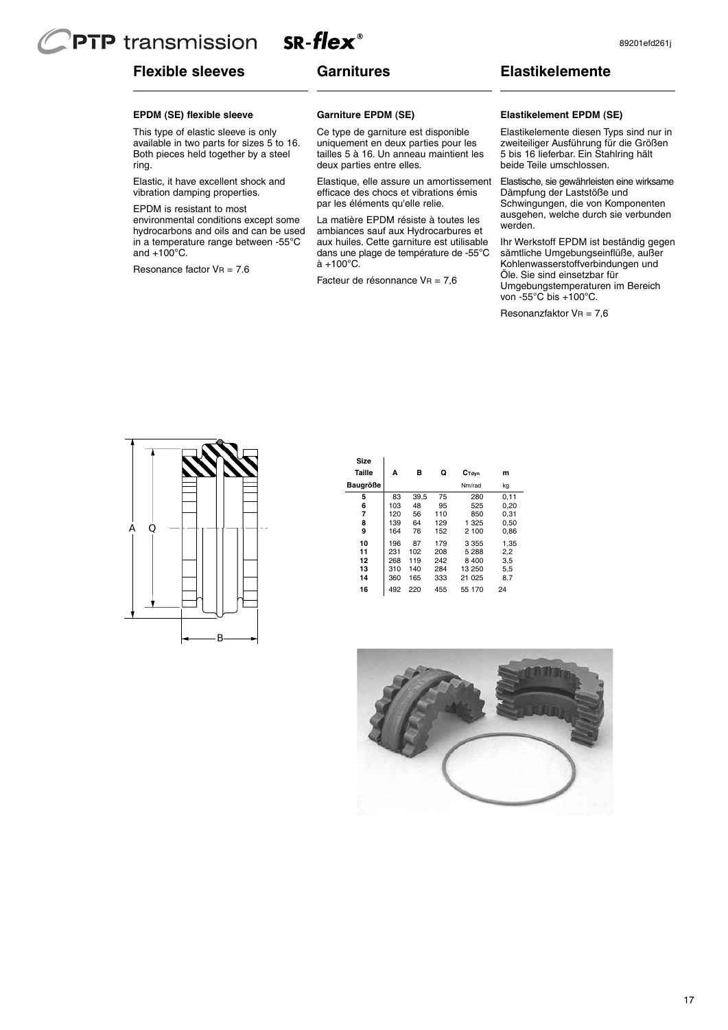## Flexible sleeves

### EPDM (SE) flexible sleeve

This type of elastic sleeve is only available in two parts for sizes 5 to 16. Both pieces held together by a steel ring.

Elastic, it have excellent shock and vibration damping properties.

EPDM is resistant to most environmental conditions except some hydrocarbons and oils and can be used in a temperature range between -55°C and +100°C.

Resonance factor $V_R$ = 7.6

## Garnitures

### Garniture EPDM (SE)

Ce type de garniture est disponible uniquement en deux parties pour les tailles 5 à 16. Un anneau maintient les deux parties entre elles.

Elastique, elle assure un amortissement efficace des chocs et vibrations émis par les éléments qu'elle relie.

La matière EPDM résiste à toutes les ambiances sauf aux Hydrocarbures et aux huiles. Cette garniture est utilisable dans une plage de température de -55°C à +100°C.

Facteur de résonnance $V_R$ = 7,6

## Elastikelemente

### Elastikelement EPDM (SE)

Elastikelemente diesen Typs sind nur in zweiteiliger Ausführung für die Größen 5 bis 16 lieferbar. Ein Stahlring hält beide Teile umschlossen.

Elastische, sie gewährleisten eine wirksame Dämpfung der Laststöße und Schwingungen, die von Komponenten ausgehen, welche durch sie verbunden werden.

Ihr Werkstoff EPDM ist beständig gegen sämtliche Umgebungseinflüße, außer Kohlenwasserstoffverbindungen und Öle. Sie sind einsetzbar für Umgebungstemperaturen im Bereich von -55°C bis +100°C.

Resonanzfaktor $V_R$ = 7,6

| Size / Taille / Baugröße | A | B | Q | $C_{Tdyn}$ Nm/rad | m kg |
|---|---|---|---|---|---|
| 5 | 83 | 39,5 | 75 | 280 | 0,11 |
| 6 | 103 | 48 | 95 | 525 | 0,20 |
| 7 | 120 | 56 | 110 | 850 | 0,31 |
| 8 | 139 | 64 | 129 | 1 325 | 0,50 |
| 9 | 164 | 76 | 152 | 2 100 | 0,86 |
| 10 | 196 | 87 | 179 | 3 355 | 1,35 |
| 11 | 231 | 102 | 208 | 5 288 | 2,2 |
| 12 | 268 | 119 | 242 | 8 400 | 3,5 |
| 13 | 310 | 140 | 284 | 13 250 | 5,5 |
| 14 | 360 | 165 | 333 | 21 025 | 8,7 |
| 16 | 492 | 220 | 455 | 55 170 | 24 |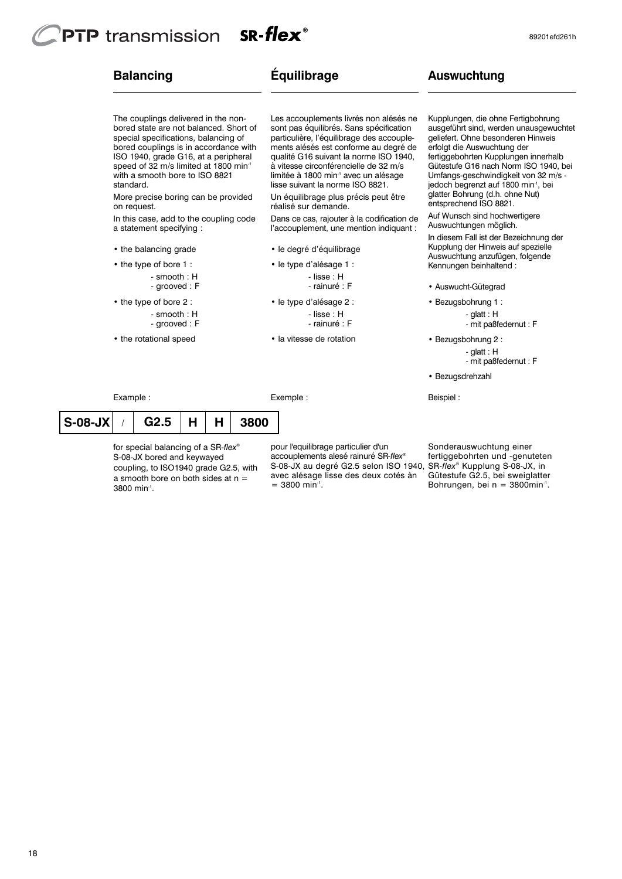## Balancing

The couplings delivered in the non-bored state are not balanced. Short of special specifications, balancing of bored couplings is in accordance with ISO 1940, grade G16, at a peripheral speed of 32 m/s limited at 1800 min$^{-1}$ with a smooth bore to ISO 8821 standard.

More precise boring can be provided on request.

In this case, add to the coupling code a statement specifying :

- the balancing grade
- the type of bore 1 :
  - smooth : H
  - grooved : F
- the type of bore 2 :
  - smooth : H
  - grooved : F
- the rotational speed

Example :

| S-08-JX | / | G2.5 | H | H | 3800 |
|---|---|---|---|---|---|

for special balancing of a SR-*flex*® S-08-JX bored and keywayed coupling, to ISO1940 grade G2.5, with a smooth bore on both sides at n = 3800 min$^{-1}$.

## Équilibrage

Les accouplements livrés non alésés ne sont pas équilibrés. Sans spécification particulière, l'équilibrage des accouplements alésés est conforme au degré de qualité G16 suivant la norme ISO 1940, à vitesse circonférencielle de 32 m/s limitée à 1800 min$^{-1}$ avec un alésage lisse suivant la norme ISO 8821.

Un équilibrage plus précis peut être réalisé sur demande.

Dans ce cas, rajouter à la codification de l'accouplement, une mention indiquant :

- le degré d'équilibrage
- le type d'alésage 1 :
  - lisse : H
  - rainuré : F
- le type d'alésage 2 :
  - lisse : H
  - rainuré : F
- la vitesse de rotation

Exemple :

pour l'equilibrage particulier d'un accouplements alesé rainuré SR-*flex*® S-08-JX au degré G2.5 selon ISO 1940, avec alésage lisse des deux cotés àn = 3800 min$^{-1}$.

## Auswuchtung

Kupplungen, die ohne Fertigbohrung ausgeführt sind, werden unausgewuchtet geliefert. Ohne besonderen Hinweis erfolgt die Auswuchtung der fertiggebohrten Kupplungen innerhalb Gütestufe G16 nach Norm ISO 1940, bei Umfangs-geschwindigkeit von 32 m/s - jedoch begrenzt auf 1800 min$^{-1}$, bei glatter Bohrung (d.h. ohne Nut) entsprechend ISO 8821.

Auf Wunsch sind hochwertigere Auswuchtungen möglich.

In diesem Fall ist der Bezeichnung der Kupplung der Hinweis auf spezielle Auswuchtung anzufügen, folgende Kennungen beinhaltend :

- Auswucht-Gütegrad
- Bezugsbohrung 1 :
  - glatt : H
  - mit paßfedernut : F
- Bezugsbohrung 2 :
  - glatt : H
  - mit paßfedernut : F
- Bezugsdrehzahl

Beispiel :

Sonderauswuchtung einer fertiggebohrten und -genuteten SR-*flex*® Kupplung S-08-JX, in Gütestufe G2.5, bei sweiglatter Bohrungen, bei n = 3800min$^{-1}$.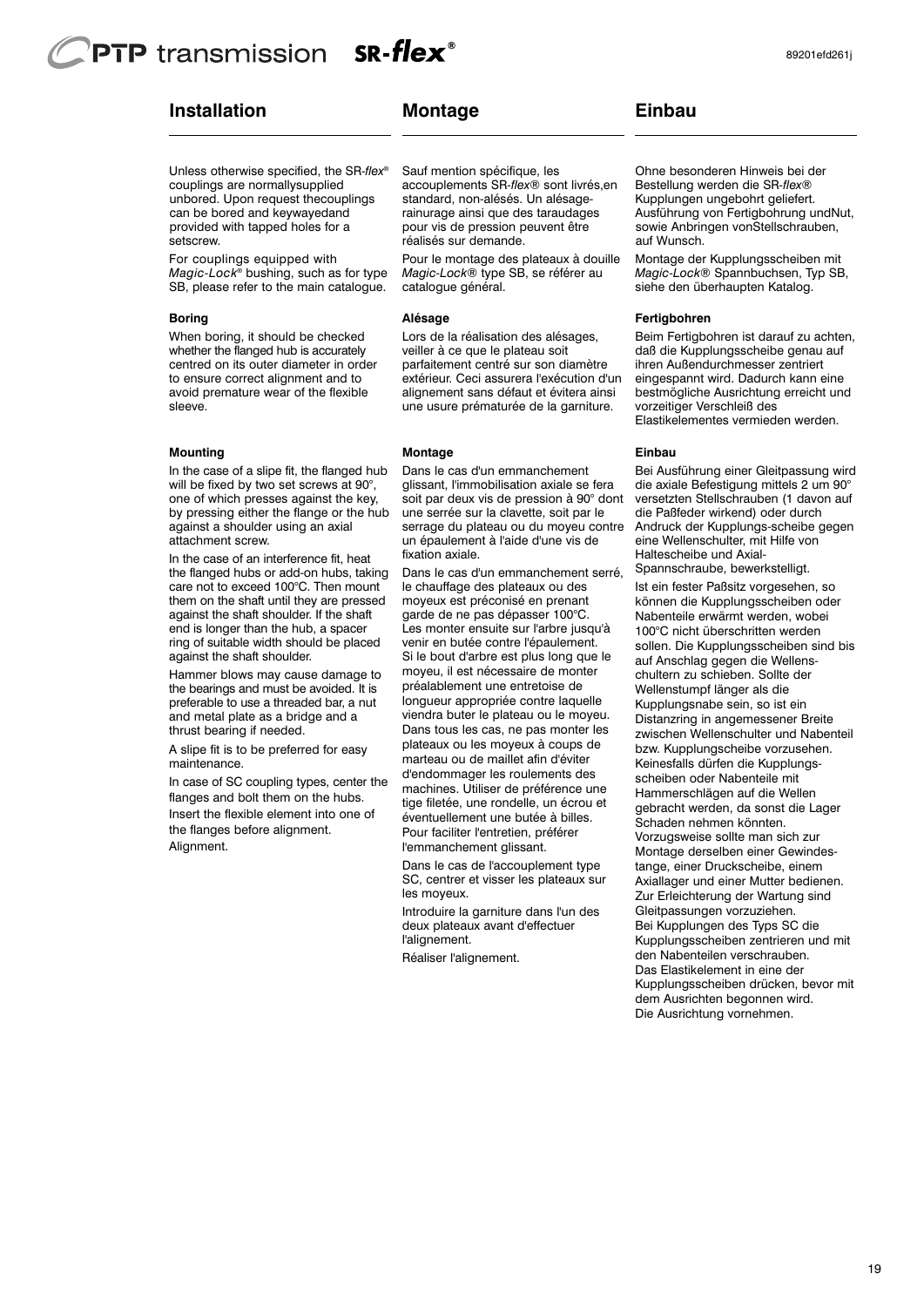## Installation

Unless otherwise specified, the SR-*flex*® couplings are normallysupplied unbored. Upon request thecouplings can be bored and keywayedand provided with tapped holes for a setscrew.

For couplings equipped with *Magic-Lock*® bushing, such as for type SB, please refer to the main catalogue.

**Boring**

When boring, it should be checked whether the flanged hub is accurately centred on its outer diameter in order to ensure correct alignment and to avoid premature wear of the flexible sleeve.

**Mounting**

In the case of a slipe fit, the flanged hub will be fixed by two set screws at 90°, one of which presses against the key, by pressing either the flange or the hub against a shoulder using an axial attachment screw.

In the case of an interference fit, heat the flanged hubs or add-on hubs, taking care not to exceed 100°C. Then mount them on the shaft until they are pressed against the shaft shoulder. If the shaft end is longer than the hub, a spacer ring of suitable width should be placed against the shaft shoulder.

Hammer blows may cause damage to the bearings and must be avoided. It is preferable to use a threaded bar, a nut and metal plate as a bridge and a thrust bearing if needed.

A slipe fit is to be preferred for easy maintenance.

In case of SC coupling types, center the flanges and bolt them on the hubs.

Insert the flexible element into one of the flanges before alignment.

Alignment.

## Montage

Sauf mention spécifique, les accouplements SR-*flex*® sont livrés,en standard, non-alésés. Un alésage-rainurage ainsi que des taraudages pour vis de pression peuvent être réalisés sur demande.

Pour le montage des plateaux à douille *Magic-Lock*® type SB, se référer au catalogue général.

**Alésage**

Lors de la réalisation des alésages, veiller à ce que le plateau soit parfaitement centré sur son diamètre extérieur. Ceci assurera l'exécution d'un alignement sans défaut et évitera ainsi une usure prématurée de la garniture.

**Montage**

Dans le cas d'un emmanchement glissant, l'immobilisation axiale se fera soit par deux vis de pression à 90° dont une serrée sur la clavette, soit par le serrage du plateau ou du moyeu contre un épaulement à l'aide d'une vis de fixation axiale.

Dans le cas d'un emmanchement serré, le chauffage des plateaux ou des moyeux est préconisé en prenant garde de ne pas dépasser 100°C. Les monter ensuite sur l'arbre jusqu'à venir en butée contre l'épaulement. Si le bout d'arbre est plus long que le moyeu, il est nécessaire de monter préalablement une entretoise de longueur appropriée contre laquelle viendra buter le plateau ou le moyeu. Dans tous les cas, ne pas monter les plateaux ou les moyeux à coups de marteau ou de maillet afin d'éviter d'endommager les roulements des machines. Utiliser de préférence une tige filetée, une rondelle, un écrou et éventuellement une butée à billes. Pour faciliter l'entretien, préférer l'emmanchement glissant.

Dans le cas de l'accouplement type SC, centrer et visser les plateaux sur les moyeux.

Introduire la garniture dans l'un des deux plateaux avant d'effectuer l'alignement.

Réaliser l'alignement.

## Einbau

Ohne besonderen Hinweis bei der Bestellung werden die SR-*flex*® Kupplungen ungebohrt geliefert. Ausführung von Fertigbohrung undNut, sowie Anbringen vonStellschrauben, auf Wunsch.

Montage der Kupplungsscheiben mit *Magic-Lock*® Spannbuchsen, Typ SB, siehe den überhaupten Katalog.

**Fertigbohren**

Beim Fertigbohren ist darauf zu achten, daß die Kupplungsscheibe genau auf ihren Außendurchmesser zentriert eingespannt wird. Dadurch kann eine bestmögliche Ausrichtung erreicht und vorzeitiger Verschleiß des Elastikelementes vermieden werden.

**Einbau**

Bei Ausführung einer Gleitpassung wird die axiale Befestigung mittels 2 um 90° versetzten Stellschrauben (1 davon auf die Paßfeder wirkend) oder durch Andruck der Kupplungs-scheibe gegen eine Wellenschulter, mit Hilfe von Haltescheibe und Axial-Spannschraube, bewerkstelligt.

Ist ein fester Paßsitz vorgesehen, so können die Kupplungsscheiben oder Nabenteile erwärmt werden, wobei 100°C nicht überschritten werden sollen. Die Kupplungsscheiben sind bis auf Anschlag gegen die Wellenschultern zu schieben. Sollte der Wellenstumpf länger als die Kupplungsnabe sein, so ist ein Distanzring in angemessener Breite zwischen Wellenschulter und Nabenteil bzw. Kupplungsscheibe vorzusehen. Keinesfalls dürfen die Kupplungsscheiben oder Nabenteile mit Hammerschlägen auf die Wellen gebracht werden, da sonst die Lager Schaden nehmen könnten. Vorzugsweise sollte man sich zur Montage derselben einer Gewindestange, einer Druckscheibe, einem Axiallager und einer Mutter bedienen. Zur Erleichterung der Wartung sind Gleitpassungen vorzuziehen. Bei Kupplungen des Typs SC die Kupplungsscheiben zentrieren und mit den Nabenteilen verschrauben. Das Elastikelement in eine der Kupplungsscheiben drücken, bevor mit dem Ausrichten begonnen wird. Die Ausrichtung vornehmen.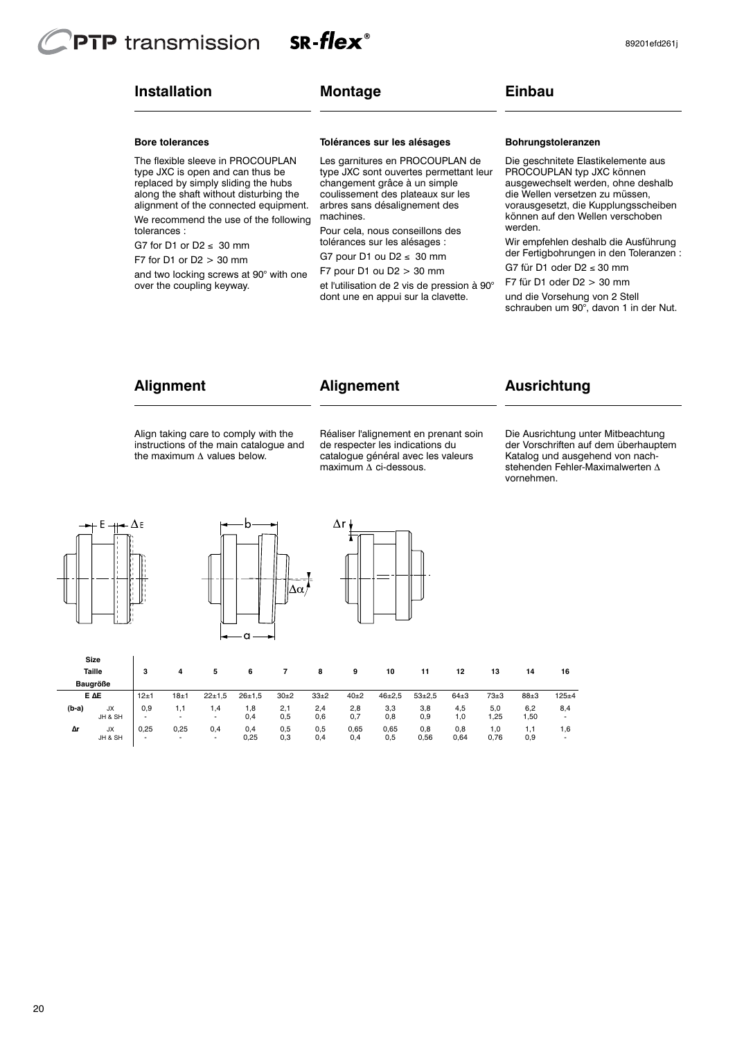## Installation

### Bore tolerances

The flexible sleeve in PROCOUPLAN type JXC is open and can thus be replaced by simply sliding the hubs along the shaft without disturbing the alignment of the connected equipment.

We recommend the use of the following tolerances :

G7 for D1 or D2 ≤ 30 mm

F7 for D1 or D2 > 30 mm

and two locking screws at 90° with one over the coupling keyway.

## Montage

### Tolérances sur les alésages

Les garnitures en PROCOUPLAN de type JXC sont ouvertes permettant leur changement grâce à un simple coulissement des plateaux sur les arbres sans désalignement des machines.

Pour cela, nous conseillons des tolérances sur les alésages :

G7 pour D1 ou D2 ≤ 30 mm

F7 pour D1 ou D2 > 30 mm

et l'utilisation de 2 vis de pression à 90° dont une en appui sur la clavette.

## Einbau

### Bohrungstoleranzen

Die geschnitete Elastikelemente aus PROCOUPLAN typ JXC können ausgewechselt werden, ohne deshalb die Wellen versetzen zu müssen, vorausgesetzt, die Kupplungsscheiben können auf den Wellen verschoben werden.

Wir empfehlen deshalb die Ausführung der Fertigbohrungen in den Toleranzen :

G7 für D1 oder D2 ≤ 30 mm

F7 für D1 oder D2 > 30 mm

und die Vorsehung von 2 Stell schrauben um 90°, davon 1 in der Nut.

## Alignment

Align taking care to comply with the instructions of the main catalogue and the maximum Δ values below.

## Alignement

Réaliser l'alignement en prenant soin de respecter les indications du catalogue général avec les valeurs maximum Δ ci-dessous.

## Ausrichtung

Die Ausrichtung unter Mitbeachtung der Vorschriften auf dem überhauptem Katalog und ausgehend von nachstehenden Fehler-Maximalwerten Δ vornehmen.

| Size / Taille / Baugröße | | 3 | 4 | 5 | 6 | 7 | 8 | 9 | 10 | 11 | 12 | 13 | 14 | 16 |
|---|---|---|---|---|---|---|---|---|---|---|---|---|---|---|
| E ΔE | | 12±1 | 18±1 | 22±1,5 | 26±1,5 | 30±2 | 33±2 | 40±2 | 46±2,5 | 53±2,5 | 64±3 | 73±3 | 88±3 | 125±4 |
| (b-a) | JX | 0,9 | 1,1 | 1,4 | 1,8 | 2,1 | 2,4 | 2,8 | 3,3 | 3,8 | 4,5 | 5,0 | 6,2 | 8,4 |
| | JH & SH | - | - | - | 0,4 | 0,5 | 0,6 | 0,7 | 0,8 | 0,9 | 1,0 | 1,25 | 1,50 | - |
| Δr | JX | 0,25 | 0,25 | 0,4 | 0,4 | 0,5 | 0,5 | 0,65 | 0,65 | 0,8 | 0,8 | 1,0 | 1,1 | 1,6 |
| | JH & SH | - | - | - | 0,25 | 0,3 | 0,4 | 0,4 | 0,5 | 0,56 | 0,64 | 0,76 | 0,9 | - |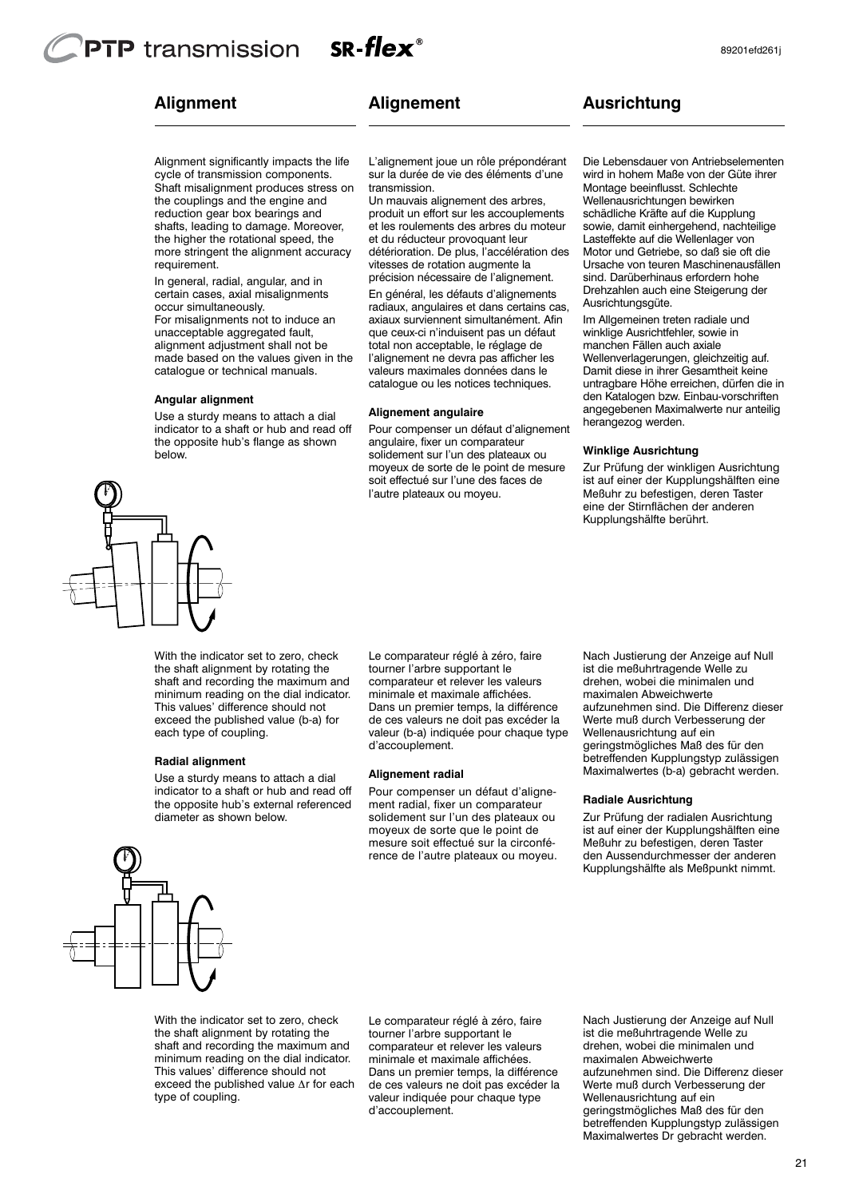## Alignment

Alignment significantly impacts the life cycle of transmission components. Shaft misalignment produces stress on the couplings and the engine and reduction gear box bearings and shafts, leading to damage. Moreover, the higher the rotational speed, the more stringent the alignment accuracy requirement.

In general, radial, angular, and in certain cases, axial misalignments occur simultaneously.
For misalignments not to induce an unacceptable aggregated fault, alignment adjustment shall not be made based on the values given in the catalogue or technical manuals.

**Angular alignment**

Use a sturdy means to attach a dial indicator to a shaft or hub and read off the opposite hub's flange as shown below.

With the indicator set to zero, check the shaft alignment by rotating the shaft and recording the maximum and minimum reading on the dial indicator. This values' difference should not exceed the published value (b-a) for each type of coupling.

**Radial alignment**

Use a sturdy means to attach a dial indicator to a shaft or hub and read off the opposite hub's external referenced diameter as shown below.

With the indicator set to zero, check the shaft alignment by rotating the shaft and recording the maximum and minimum reading on the dial indicator. This values' difference should not exceed the published value $\Delta r$ for each type of coupling.

## Alignement

L'alignement joue un rôle prépondérant sur la durée de vie des éléments d'une transmission.
Un mauvais alignement des arbres, produit un effort sur les accouplements et les roulements des arbres du moteur et du réducteur provoquant leur détérioration. De plus, l'accélération des vitesses de rotation augmente la précision nécessaire de l'alignement.

En général, les défauts d'alignements radiaux, angulaires et dans certains cas, axiaux surviennent simultanément. Afin que ceux-ci n'induisent pas un défaut total non acceptable, le réglage de l'alignement ne devra pas afficher les valeurs maximales données dans le catalogue ou les notices techniques.

**Alignement angulaire**

Pour compenser un défaut d'alignement angulaire, fixer un comparateur solidement sur l'un des plateaux ou moyeux de sorte de le point de mesure soit effectué sur l'une des faces de l'autre plateaux ou moyeu.

Le comparateur réglé à zéro, faire tourner l'arbre supportant le comparateur et relever les valeurs minimale et maximale affichées.
Dans un premier temps, la différence de ces valeurs ne doit pas excéder la valeur (b-a) indiquée pour chaque type d'accouplement.

**Alignement radial**

Pour compenser un défaut d'alignement radial, fixer un comparateur solidement sur l'un des plateaux ou moyeux de sorte que le point de mesure soit effectué sur la circonférence de l'autre plateaux ou moyeu.

Le comparateur réglé à zéro, faire tourner l'arbre supportant le comparateur et relever les valeurs minimale et maximale affichées.
Dans un premier temps, la différence de ces valeurs ne doit pas excéder la valeur indiquée pour chaque type d'accouplement.

## Ausrichtung

Die Lebensdauer von Antriebselementen wird in hohem Maße von der Güte ihrer Montage beeinflusst. Schlechte Wellenausrichtungen bewirken schädliche Kräfte auf die Kupplung sowie, damit einhergehend, nachteilige Lasteffekte auf die Wellenlager von Motor und Getriebe, so daß sie oft die Ursache von teuren Maschinenausfällen sind. Darüberhinaus erfordern hohe Drehzahlen auch eine Steigerung der Ausrichtungsgüte.

Im Allgemeinen treten radiale und winklige Ausrichtfehler, sowie in manchen Fällen auch axiale Wellenverlagerungen, gleichzeitig auf. Damit diese in ihrer Gesamtheit keine untragbare Höhe erreichen, dürfen die in den Katalogen bzw. Einbau-vorschriften angegebenen Maximalwerte nur anteilig herangezog werden.

**Winklige Ausrichtung**

Zur Prüfung der winkligen Ausrichtung ist auf einer der Kupplungshälften eine Meßuhr zu befestigen, deren Taster eine der Stirnflächen der anderen Kupplungshälfte berührt.

Nach Justierung der Anzeige auf Null ist die meßuhrtragende Welle zu drehen, wobei die minimalen und maximalen Abweichwerte aufzunehmen sind. Die Differenz dieser Werte muß durch Verbesserung der Wellenausrichtung auf ein geringstmögliches Maß des für den betreffenden Kupplungstyp zulässigen Maximalwertes (b-a) gebracht werden.

**Radiale Ausrichtung**

Zur Prüfung der radialen Ausrichtung ist auf einer der Kupplungshälften eine Meßuhr zu befestigen, deren Taster den Aussendurchmesser der anderen Kupplungshälfte als Meßpunkt nimmt.

Nach Justierung der Anzeige auf Null ist die meßuhrtragende Welle zu drehen, wobei die minimalen und maximalen Abweichwerte aufzunehmen sind. Die Differenz dieser Werte muß durch Verbesserung der Wellenausrichtung auf ein geringstmögliches Maß des für den betreffenden Kupplungstyp zulässigen Maximalwertes Dr gebracht werden.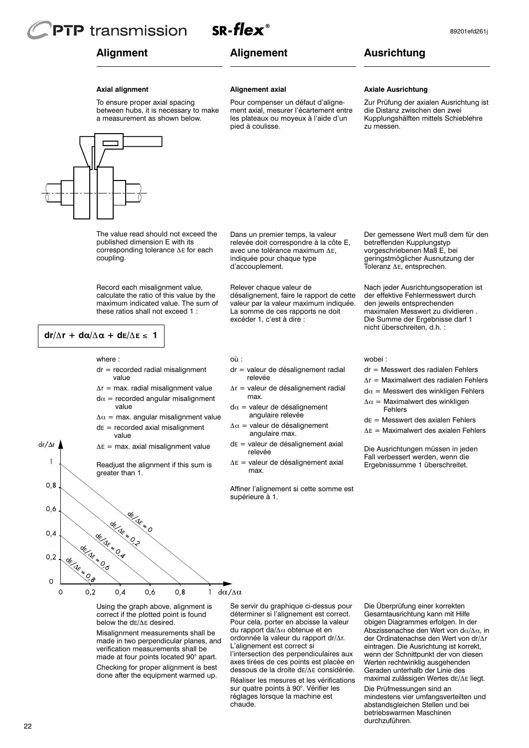## Alignment

### Axial alignment

To ensure proper axial spacing between hubs, it is necessary to make a measurement as shown below.

The value read should not exceed the published dimension E with its corresponding tolerance $\Delta E$ for each coupling.

Record each misalignment value, calculate the ratio of this value by the maximum indicated value. The sum of these ratios shall not exceed 1 :

$$dr/\Delta r + d\alpha/\Delta\alpha + dE/\Delta E \leq 1$$

where :

- $dr$ = recorded radial misalignment value
- $\Delta r$ = max. radial misalignment value
- $d\alpha$ = recorded angular misalignment value
- $\Delta\alpha$ = max. angular misalignment value
- $dE$ = recorded axial misalignment value
- $\Delta E$ = max. axial misalignment value

Readjust the alignment if this sum is greater than 1.

Using the graph above, alignment is correct if the plotted point is found below the $dE/\Delta E$ desired.

Misalignment measurements shall be made in two perpendicular planes, and verification measurements shall be made at four points located 90° apart.

Checking for proper alignment is best done after the equipment warmed up.

## Alignement

### Alignement axial

Pour compenser un défaut d'alignement axial, mesurer l'écartement entre les plateaux ou moyeux à l'aide d'un pied à coulisse.

Dans un premier temps, la valeur relevée doit correspondre à la côte E, avec une tolérance maximum $\Delta E$, indiquée pour chaque type d'accouplement.

Relever chaque valeur de désalignement, faire le rapport de cette valeur par la valeur maximum indiquée. La somme de ces rapports ne doit excéder 1, c'est à dire :

où :

- $dr$ = valeur de désalignement radial relevée
- $\Delta r$ = valeur de désalignement radial max.
- $d\alpha$ = valeur de désalignement angulaire relevée
- $\Delta\alpha$ = valeur de désalignement angulaire max.
- $dE$ = valeur de désalignement axial relevée
- $\Delta E$ = valeur de désalignement axial max.

Affiner l'alignement si cette somme est supérieure à 1.

Se servir du graphique ci-dessus pour déterminer si l'alignement est correct. Pour cela, porter en abcisse la valeur du rapport $da/\Delta\alpha$ obtenue et en ordonnée la valeur du rapport $dr/\Delta r$. L'alignement est correct si l'intersection des perpendiculaires aux axes tirées de ces points est placée en dessous de la droite $dE/\Delta E$ considérée.

Réaliser les mesures et les vérifications sur quatre points à 90°. Vérifier les réglages lorsque la machine est chaude.

## Ausrichtung

### Axiale Ausrichtung

Zur Prüfung der axialen Ausrichtung ist die Distanz zwischen den zwei Kupplungshälften mittels Schieblehre zu messen.

Der gemessene Wert muß dem für den betreffenden Kupplungstyp vorgeschriebenen Maß E, bei geringstmöglicher Ausnutzung der Toleranz $\Delta E$, entsprechen.

Nach jeder Ausrichtungsoperation ist der effektive Fehlermesswert durch den jeweils entsprechenden maximalen Messwert zu dividieren . Die Summe der Ergebnisse darf 1 nicht überschreiten, d.h. :

wobei :

- $dr$ = Messwert des radialen Fehlers
- $\Delta r$ = Maximalwert des radialen Fehlers
- $d\alpha$ = Messwert des winkligen Fehlers
- $\Delta\alpha$ = Maximalwert des winkligen Fehlers
- $dE$ = Messwert des axialen Fehlers
- $\Delta E$ = Maximalwert des axialen Fehlers

Die Ausrichtungen müssen in jeden Fall verbessert werden, wenn die Ergebnissumme 1 überschreitet.

Die Überprüfung einer korrekten Gesamtausrichtung kann mit Hilfe obigen Diagrammes erfolgen. In der Abszissenachse den Wert von $d\alpha/\Delta\alpha$, in der Ordinatenachse den Wert von $dr/\Delta r$ eintragen. Die Ausrichtung ist korrekt, wenn der Schnittpunkt der von diesen Werten rechtwinklig ausgehenden Geraden unterhalb der Linie des maximal zulässigen Wertes $dE/\Delta E$ liegt.

Die Prüfmessungen sind an mindestens vier umfangsverteilten und abstandsgleichen Stellen und bei betriebswarmen Maschinen durchzuführen.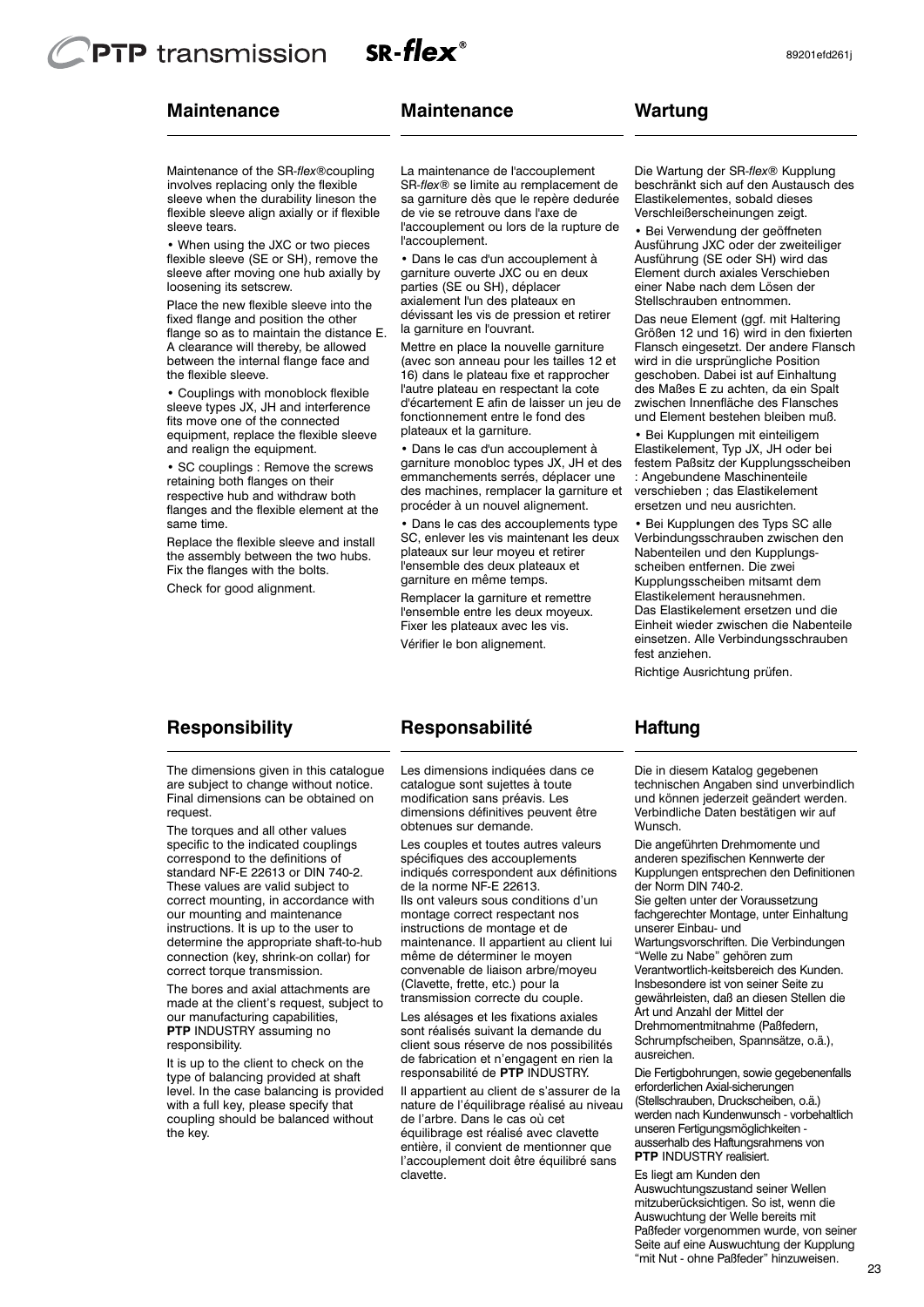## Maintenance

Maintenance of the SR-*flex*®coupling involves replacing only the flexible sleeve when the durability lineson the flexible sleeve align axially or if flexible sleeve tears.

• When using the JXC or two pieces flexible sleeve (SE or SH), remove the sleeve after moving one hub axially by loosening its setscrew.

Place the new flexible sleeve into the fixed flange and position the other flange so as to maintain the distance E. A clearance will thereby, be allowed between the internal flange face and the flexible sleeve.

• Couplings with monoblock flexible sleeve types JX, JH and interference fits move one of the connected equipment, replace the flexible sleeve and realign the equipment.

• SC couplings : Remove the screws retaining both flanges on their respective hub and withdraw both flanges and the flexible element at the same time.

Replace the flexible sleeve and install the assembly between the two hubs. Fix the flanges with the bolts.

Check for good alignment.

## Maintenance

La maintenance de l'accouplement SR-*flex*® se limite au remplacement de sa garniture dès que le repère deurée de vie se retrouve dans l'axe de l'accouplement ou lors de la rupture de l'accouplement.

• Dans le cas d'un accouplement à garniture ouverte JXC ou en deux parties (SE ou SH), déplacer axialement l'un des plateaux en dévissant les vis de pression et retirer la garniture en l'ouvrant.

Mettre en place la nouvelle garniture (avec son anneau pour les tailles 12 et 16) dans le plateau fixe et rapprocher l'autre plateau en respectant la cote d'écartement E afin de laisser un jeu de fonctionnement entre le fond des plateaux et la garniture.

• Dans le cas d'un accouplement à garniture monobloc types JX, JH et des emmanchements serrés, déplacer une des machines, remplacer la garniture et procéder à un nouvel alignement.

• Dans le cas des accouplements type SC, enlever les vis maintenant les deux plateaux sur leur moyeu et retirer l'ensemble des deux plateaux et garniture en même temps.

Remplacer la garniture et remettre l'ensemble entre les deux moyeux. Fixer les plateaux avec les vis.

Vérifier le bon alignement.

## Wartung

Die Wartung der SR-*flex*® Kupplung beschränkt sich auf den Austausch des Elastikelementes, sobald dieses Verschleißerscheinungen zeigt.

• Bei Verwendung der geöffneten Ausführung JXC oder der zweiteiliger Ausführung (SE oder SH) wird das Element durch axiales Verschieben einer Nabe nach dem Lösen der Stellschrauben entnommen.

Das neue Element (ggf. mit Haltering Größen 12 und 16) wird in den fixierten Flansch eingesetzt. Der andere Flansch wird in die ursprüngliche Position geschoben. Dabei ist auf Einhaltung des Maßes E zu achten, da ein Spalt zwischen Innenfläche des Flansches und Element bestehen bleiben muß.

• Bei Kupplungen mit einteiligem Elastikelement, Typ JX, JH oder bei festem Paßsitz der Kupplungsscheiben : Angebundene Maschinenteile verschieben ; das Elastikelement ersetzen und neu ausrichten.

• Bei Kupplungen des Typs SC alle Verbindungsschrauben zwischen den Nabenteilen und den Kupplungs-scheiben entfernen. Die zwei Kupplungsscheiben mitsamt dem Elastikelement herausnehmen.
Das Elastikelement ersetzen und die Einheit wieder zwischen die Nabenteile einsetzen. Alle Verbindungsschrauben fest anziehen.

Richtige Ausrichtung prüfen.

## Responsibility

The dimensions given in this catalogue are subject to change without notice. Final dimensions can be obtained on request.

The torques and all other values specific to the indicated couplings correspond to the definitions of standard NF-E 22613 or DIN 740-2. These values are valid subject to correct mounting, in accordance with our mounting and maintenance instructions. It is up to the user to determine the appropriate shaft-to-hub connection (key, shrink-on collar) for correct torque transmission.

The bores and axial attachments are made at the client's request, subject to our manufacturing capabilities, **PTP** INDUSTRY assuming no responsibility.

It is up to the client to check on the type of balancing provided at shaft level. In the case balancing is provided with a full key, please specify that coupling should be balanced without the key.

## Responsabilité

Les dimensions indiquées dans ce catalogue sont sujettes à toute modification sans préavis. Les dimensions définitives peuvent être obtenues sur demande.

Les couples et toutes autres valeurs spécifiques des accouplements indiqués correspondent aux définitions de la norme NF-E 22613.
Ils ont valeurs sous conditions d'un montage correct respectant nos instructions de montage et de maintenance. Il appartient au client lui même de déterminer le moyen convenable de liaison arbre/moyeu (Clavette, frette, etc.) pour la transmission correcte du couple.

Les alésages et les fixations axiales sont réalisés suivant la demande du client sous réserve de nos possibilités de fabrication et n'engagent en rien la responsabilité de **PTP** INDUSTRY.

Il appartient au client de s'assurer de la nature de l'équilibrage réalisé au niveau de l'arbre. Dans le cas où cet équilibrage est réalisé avec clavette entière, il convient de mentionner que l'accouplement doit être équilibré sans clavette.

## Haftung

Die in diesem Katalog gegebenen technischen Angaben sind unverbindlich und können jederzeit geändert werden. Verbindliche Daten bestätigen wir auf Wunsch.

Die angeführten Drehmomente und anderen spezifischen Kennwerte der Kupplungen entsprechen den Definitionen der Norm DIN 740-2.
Sie gelten unter der Voraussetzung fachgerechter Montage, unter Einhaltung unserer Einbau- und Wartungsvorschriften. Die Verbindungen "Welle zu Nabe" gehören zum Verantwortlich-keitsbereich des Kunden. Insbesondere ist von seiner Seite zu gewährleisten, daß an diesen Stellen die Art und Anzahl der Mittel der Drehmomentmitnahme (Paßfedern, Schrumpfscheiben, Spannsätze, o.ä.), ausreichen.

Die Fertigbohrungen, sowie gegebenenfalls erforderlichen Axial-sicherungen (Stellschrauben, Druckscheiben, o.ä.) werden nach Kundenwunsch - vorbehaltlich unseren Fertigungsmöglichkeiten - ausserhalb des Haftungsrahmens von **PTP** INDUSTRY realisiert.

Es liegt am Kunden den Auswuchtungszustand seiner Wellen mitzuberücksichtigen. So ist, wenn die Auswuchtung der Welle bereits mit Paßfeder vorgenommen wurde, von seiner Seite auf eine Auswuchtung der Kupplung "mit Nut - ohne Paßfeder" hinzuweisen.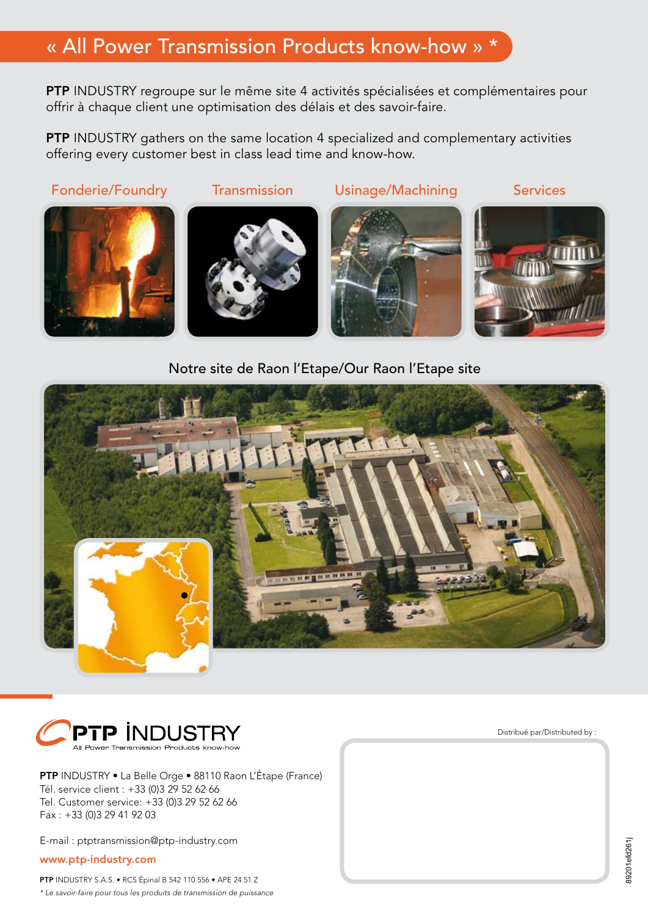# « All Power Transmission Products know-how » *

**PTP** INDUSTRY regroupe sur le même site 4 activités spécialisées et complémentaires pour offrir à chaque client une optimisation des délais et des savoir-faire.

**PTP** INDUSTRY gathers on the same location 4 specialized and complementary activities offering every customer best in class lead time and know-how.

Fonderie/Foundry

Transmission

Usinage/Machining

Services

Notre site de Raon l'Etape/Our Raon l'Etape site

PTP INDUSTRY
All Power Transmission Products know-how

**PTP** INDUSTRY • La Belle Orge • 88110 Raon L'Étape (France)
Tél. service client : +33 (0)3 29 52 62 66
Tel. Customer service: +33 (0)3 29 52 62 66
Fax : +33 (0)3 29 41 92 03

E-mail : ptptransmission@ptp-industry.com

**www.ptp-industry.com**

**PTP** INDUSTRY S.A.S. • RCS Épinal B 542 110 556 • APE 24.51 Z

*\* Le savoir-faire pour tous les produits de transmission de puissance*

Distribué par/Distributed by :

89201efd261j